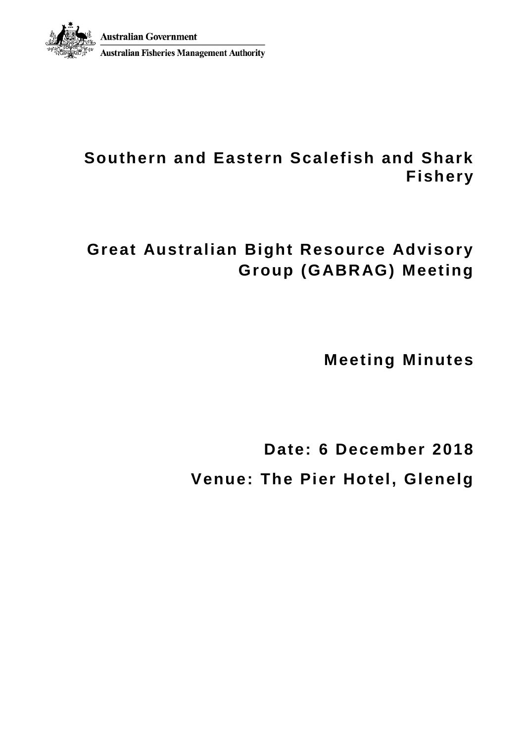Australian Government

Australian Fisheries Management Authority

# Southern and Eastern Scalefish and Shark Fishery

# Great Australian Bight Resource Advisory Group (GABRAG) Meeting

## Meeting Minutes

**Date: 6 December 2018**

**Venue: The Pier Hotel, Glenelg**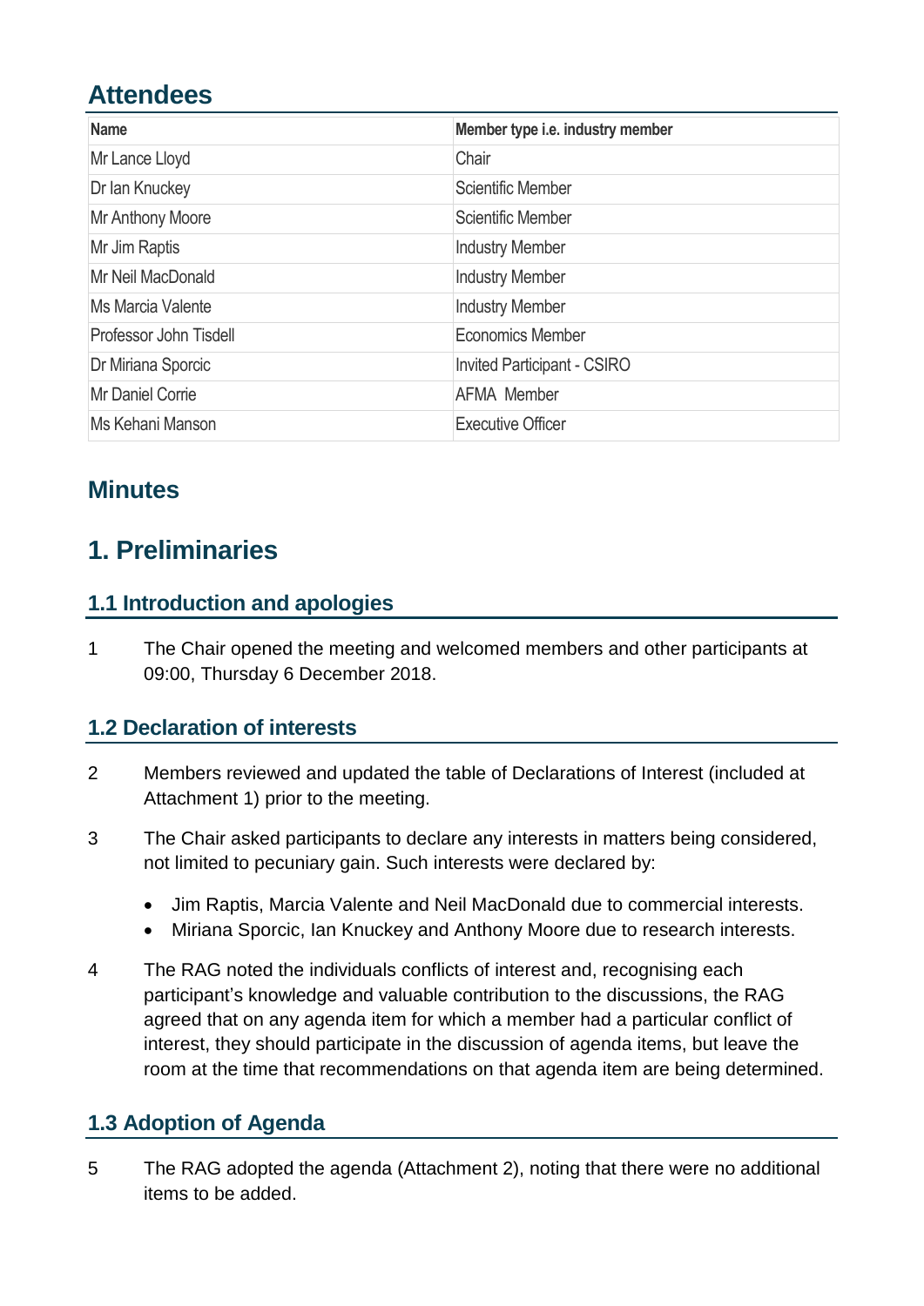## Attendees

| Name | Member type i.e. industry member |
|---|---|
| Mr Lance Lloyd | Chair |
| Dr Ian Knuckey | Scientific Member |
| Mr Anthony Moore | Scientific Member |
| Mr Jim Raptis | Industry Member |
| Mr Neil MacDonald | Industry Member |
| Ms Marcia Valente | Industry Member |
| Professor John Tisdell | Economics Member |
| Dr Miriana Sporcic | Invited Participant - CSIRO |
| Mr Daniel Corrie | AFMA Member |
| Ms Kehani Manson | Executive Officer |

## Minutes

# 1. Preliminaries

### 1.1 Introduction and apologies

1 The Chair opened the meeting and welcomed members and other participants at 09:00, Thursday 6 December 2018.

### 1.2 Declaration of interests

2 Members reviewed and updated the table of Declarations of Interest (included at Attachment 1) prior to the meeting.

3 The Chair asked participants to declare any interests in matters being considered, not limited to pecuniary gain. Such interests were declared by:

- Jim Raptis, Marcia Valente and Neil MacDonald due to commercial interests.
- Miriana Sporcic, Ian Knuckey and Anthony Moore due to research interests.

4 The RAG noted the individuals conflicts of interest and, recognising each participant's knowledge and valuable contribution to the discussions, the RAG agreed that on any agenda item for which a member had a particular conflict of interest, they should participate in the discussion of agenda items, but leave the room at the time that recommendations on that agenda item are being determined.

### 1.3 Adoption of Agenda

5 The RAG adopted the agenda (Attachment 2), noting that there were no additional items to be added.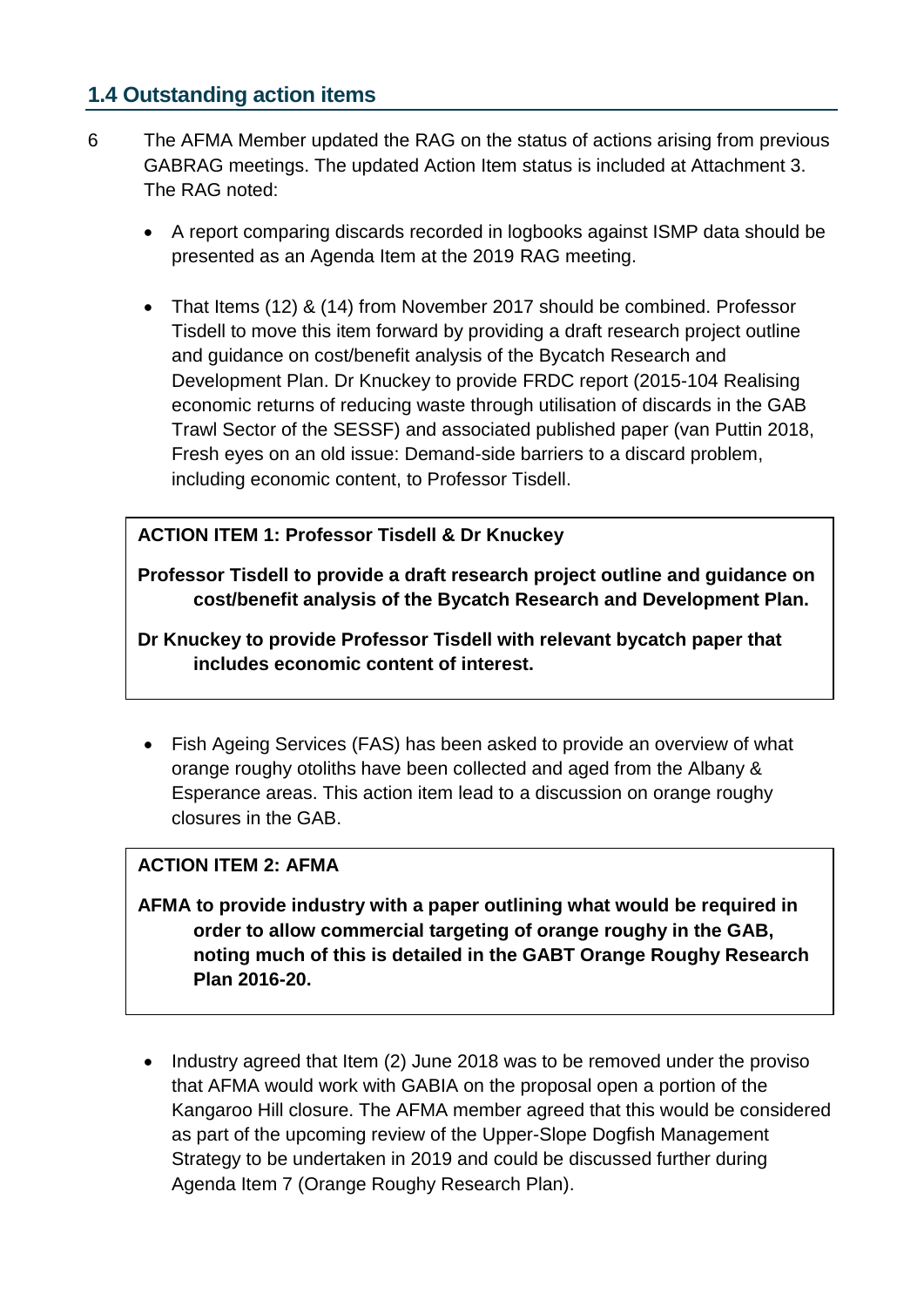## 1.4 Outstanding action items

6 The AFMA Member updated the RAG on the status of actions arising from previous GABRAG meetings. The updated Action Item status is included at Attachment 3. The RAG noted:

- A report comparing discards recorded in logbooks against ISMP data should be presented as an Agenda Item at the 2019 RAG meeting.

- That Items (12) & (14) from November 2017 should be combined. Professor Tisdell to move this item forward by providing a draft research project outline and guidance on cost/benefit analysis of the Bycatch Research and Development Plan. Dr Knuckey to provide FRDC report (2015-104 Realising economic returns of reducing waste through utilisation of discards in the GAB Trawl Sector of the SESSF) and associated published paper (van Puttin 2018, Fresh eyes on an old issue: Demand-side barriers to a discard problem, including economic content, to Professor Tisdell.

> **ACTION ITEM 1: Professor Tisdell & Dr Knuckey**
>
> **Professor Tisdell to provide a draft research project outline and guidance on cost/benefit analysis of the Bycatch Research and Development Plan.**
>
> **Dr Knuckey to provide Professor Tisdell with relevant bycatch paper that includes economic content of interest.**

- Fish Ageing Services (FAS) has been asked to provide an overview of what orange roughy otoliths have been collected and aged from the Albany & Esperance areas. This action item lead to a discussion on orange roughy closures in the GAB.

> **ACTION ITEM 2: AFMA**
>
> **AFMA to provide industry with a paper outlining what would be required in order to allow commercial targeting of orange roughy in the GAB, noting much of this is detailed in the GABT Orange Roughy Research Plan 2016-20.**

- Industry agreed that Item (2) June 2018 was to be removed under the proviso that AFMA would work with GABIA on the proposal open a portion of the Kangaroo Hill closure. The AFMA member agreed that this would be considered as part of the upcoming review of the Upper-Slope Dogfish Management Strategy to be undertaken in 2019 and could be discussed further during Agenda Item 7 (Orange Roughy Research Plan).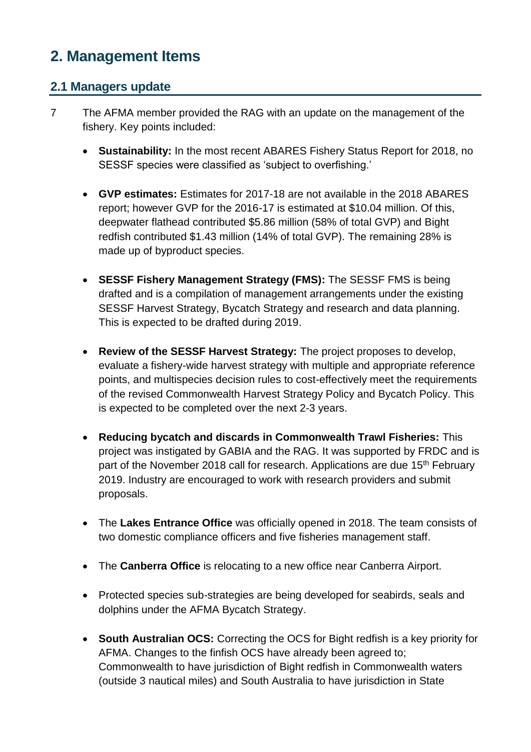# 2. Management Items

## 2.1 Managers update

7 The AFMA member provided the RAG with an update on the management of the fishery. Key points included:

- **Sustainability:** In the most recent ABARES Fishery Status Report for 2018, no SESSF species were classified as 'subject to overfishing.'

- **GVP estimates:** Estimates for 2017-18 are not available in the 2018 ABARES report; however GVP for the 2016-17 is estimated at $10.04 million. Of this, deepwater flathead contributed $5.86 million (58% of total GVP) and Bight redfish contributed $1.43 million (14% of total GVP). The remaining 28% is made up of byproduct species.

- **SESSF Fishery Management Strategy (FMS):** The SESSF FMS is being drafted and is a compilation of management arrangements under the existing SESSF Harvest Strategy, Bycatch Strategy and research and data planning. This is expected to be drafted during 2019.

- **Review of the SESSF Harvest Strategy:** The project proposes to develop, evaluate a fishery-wide harvest strategy with multiple and appropriate reference points, and multispecies decision rules to cost-effectively meet the requirements of the revised Commonwealth Harvest Strategy Policy and Bycatch Policy. This is expected to be completed over the next 2-3 years.

- **Reducing bycatch and discards in Commonwealth Trawl Fisheries:** This project was instigated by GABIA and the RAG. It was supported by FRDC and is part of the November 2018 call for research. Applications are due 15th February 2019. Industry are encouraged to work with research providers and submit proposals.

- The **Lakes Entrance Office** was officially opened in 2018. The team consists of two domestic compliance officers and five fisheries management staff.

- The **Canberra Office** is relocating to a new office near Canberra Airport.

- Protected species sub-strategies are being developed for seabirds, seals and dolphins under the AFMA Bycatch Strategy.

- **South Australian OCS:** Correcting the OCS for Bight redfish is a key priority for AFMA. Changes to the finfish OCS have already been agreed to; Commonwealth to have jurisdiction of Bight redfish in Commonwealth waters (outside 3 nautical miles) and South Australia to have jurisdiction in State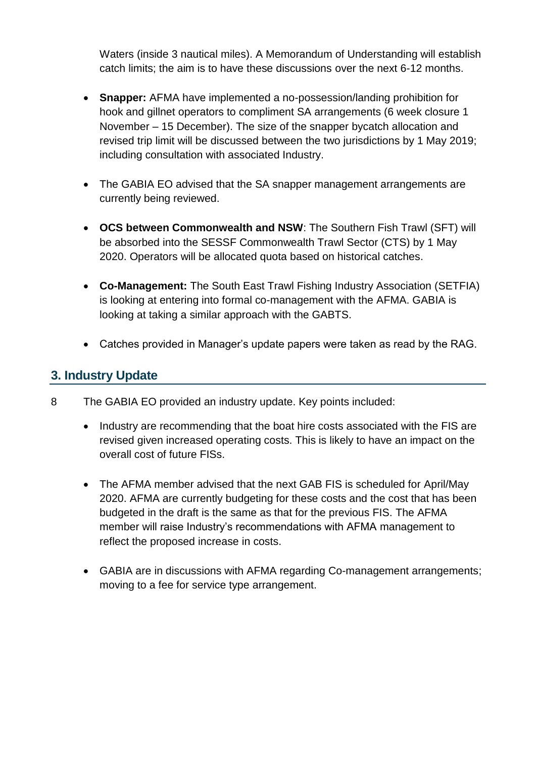Waters (inside 3 nautical miles). A Memorandum of Understanding will establish catch limits; the aim is to have these discussions over the next 6-12 months.

- **Snapper:** AFMA have implemented a no-possession/landing prohibition for hook and gillnet operators to compliment SA arrangements (6 week closure 1 November – 15 December). The size of the snapper bycatch allocation and revised trip limit will be discussed between the two jurisdictions by 1 May 2019; including consultation with associated Industry.

- The GABIA EO advised that the SA snapper management arrangements are currently being reviewed.

- **OCS between Commonwealth and NSW**: The Southern Fish Trawl (SFT) will be absorbed into the SESSF Commonwealth Trawl Sector (CTS) by 1 May 2020. Operators will be allocated quota based on historical catches.

- **Co-Management:** The South East Trawl Fishing Industry Association (SETFIA) is looking at entering into formal co-management with the AFMA. GABIA is looking at taking a similar approach with the GABTS.

- Catches provided in Manager's update papers were taken as read by the RAG.

## 3. Industry Update

8 The GABIA EO provided an industry update. Key points included:

- Industry are recommending that the boat hire costs associated with the FIS are revised given increased operating costs. This is likely to have an impact on the overall cost of future FISs.

- The AFMA member advised that the next GAB FIS is scheduled for April/May 2020. AFMA are currently budgeting for these costs and the cost that has been budgeted in the draft is the same as that for the previous FIS. The AFMA member will raise Industry's recommendations with AFMA management to reflect the proposed increase in costs.

- GABIA are in discussions with AFMA regarding Co-management arrangements; moving to a fee for service type arrangement.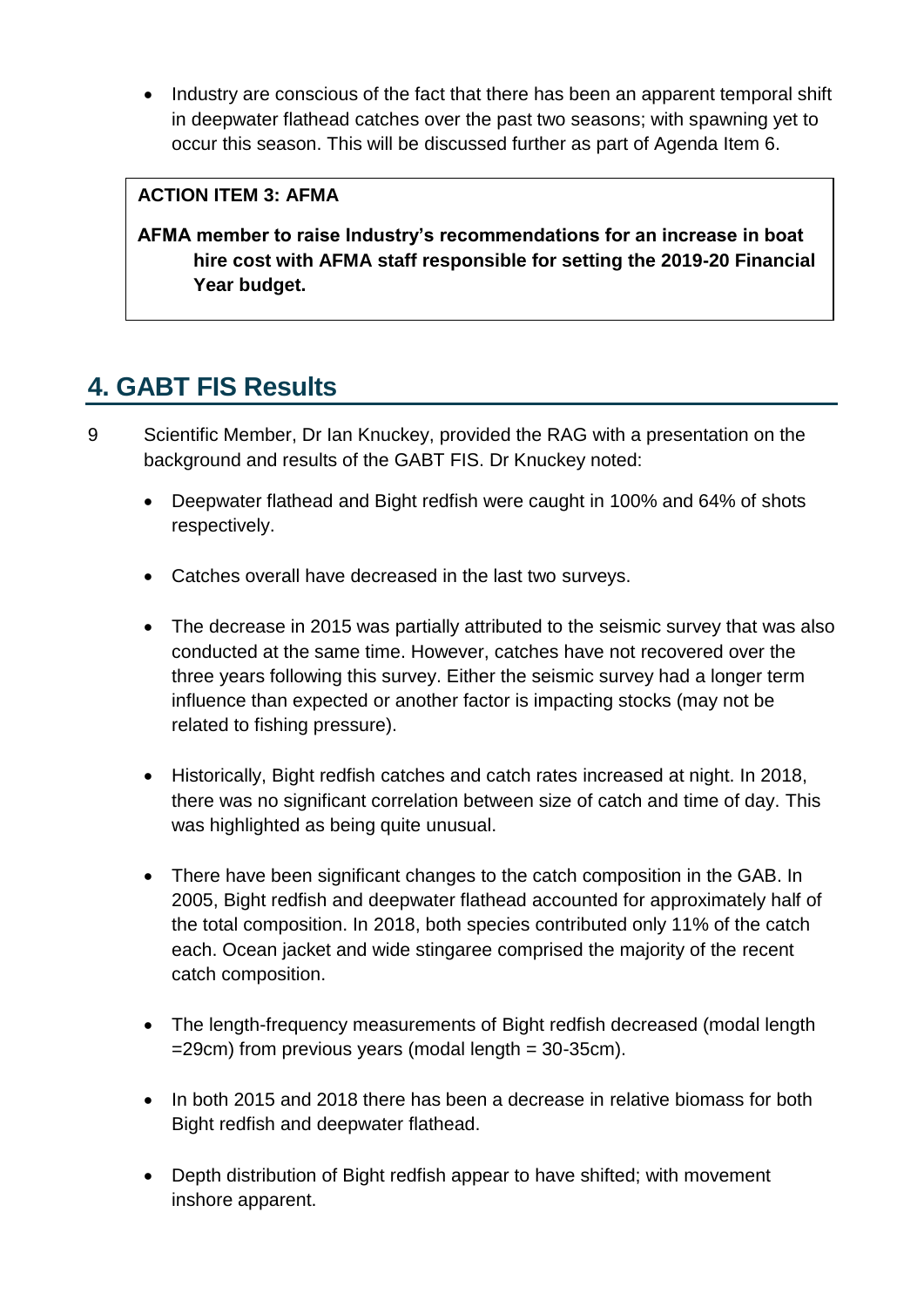- Industry are conscious of the fact that there has been an apparent temporal shift in deepwater flathead catches over the past two seasons; with spawning yet to occur this season. This will be discussed further as part of Agenda Item 6.

> **ACTION ITEM 3: AFMA**
>
> **AFMA member to raise Industry's recommendations for an increase in boat hire cost with AFMA staff responsible for setting the 2019-20 Financial Year budget.**

## 4. GABT FIS Results

9 Scientific Member, Dr Ian Knuckey, provided the RAG with a presentation on the background and results of the GABT FIS. Dr Knuckey noted:

- Deepwater flathead and Bight redfish were caught in 100% and 64% of shots respectively.
- Catches overall have decreased in the last two surveys.
- The decrease in 2015 was partially attributed to the seismic survey that was also conducted at the same time. However, catches have not recovered over the three years following this survey. Either the seismic survey had a longer term influence than expected or another factor is impacting stocks (may not be related to fishing pressure).
- Historically, Bight redfish catches and catch rates increased at night. In 2018, there was no significant correlation between size of catch and time of day. This was highlighted as being quite unusual.
- There have been significant changes to the catch composition in the GAB. In 2005, Bight redfish and deepwater flathead accounted for approximately half of the total composition. In 2018, both species contributed only 11% of the catch each. Ocean jacket and wide stingaree comprised the majority of the recent catch composition.
- The length-frequency measurements of Bight redfish decreased (modal length =29cm) from previous years (modal length = 30-35cm).
- In both 2015 and 2018 there has been a decrease in relative biomass for both Bight redfish and deepwater flathead.
- Depth distribution of Bight redfish appear to have shifted; with movement inshore apparent.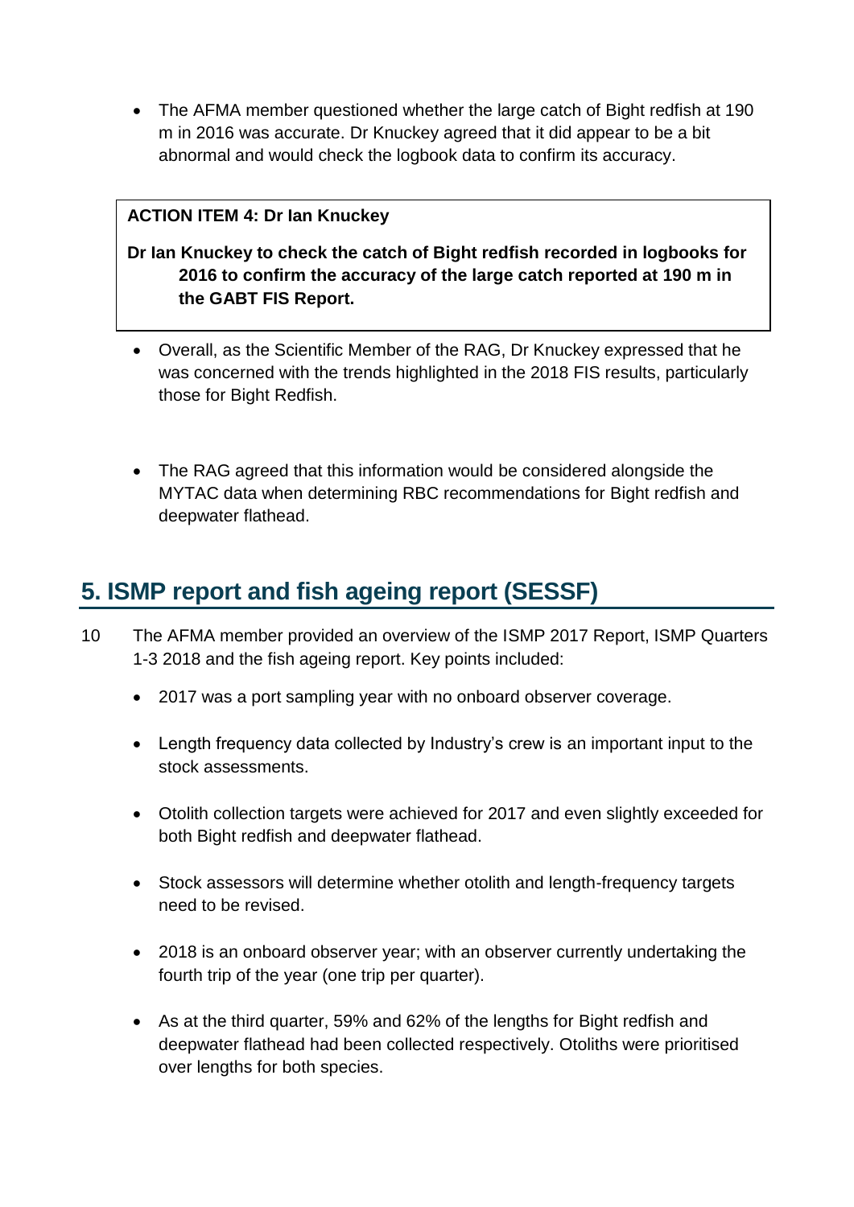- The AFMA member questioned whether the large catch of Bight redfish at 190 m in 2016 was accurate. Dr Knuckey agreed that it did appear to be a bit abnormal and would check the logbook data to confirm its accuracy.

> **ACTION ITEM 4: Dr Ian Knuckey**
>
> **Dr Ian Knuckey to check the catch of Bight redfish recorded in logbooks for 2016 to confirm the accuracy of the large catch reported at 190 m in the GABT FIS Report.**

- Overall, as the Scientific Member of the RAG, Dr Knuckey expressed that he was concerned with the trends highlighted in the 2018 FIS results, particularly those for Bight Redfish.

- The RAG agreed that this information would be considered alongside the MYTAC data when determining RBC recommendations for Bight redfish and deepwater flathead.

## 5. ISMP report and fish ageing report (SESSF)

10 The AFMA member provided an overview of the ISMP 2017 Report, ISMP Quarters 1-3 2018 and the fish ageing report. Key points included:

- 2017 was a port sampling year with no onboard observer coverage.
- Length frequency data collected by Industry's crew is an important input to the stock assessments.
- Otolith collection targets were achieved for 2017 and even slightly exceeded for both Bight redfish and deepwater flathead.
- Stock assessors will determine whether otolith and length-frequency targets need to be revised.
- 2018 is an onboard observer year; with an observer currently undertaking the fourth trip of the year (one trip per quarter).
- As at the third quarter, 59% and 62% of the lengths for Bight redfish and deepwater flathead had been collected respectively. Otoliths were prioritised over lengths for both species.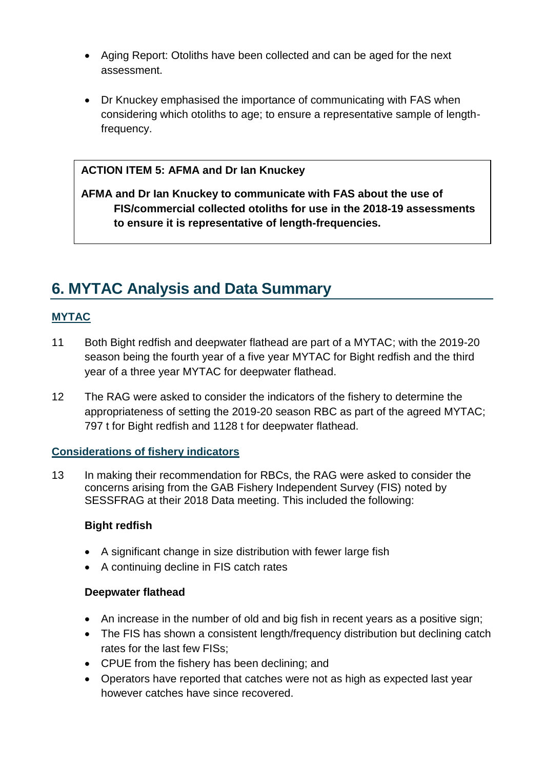- Aging Report: Otoliths have been collected and can be aged for the next assessment.

- Dr Knuckey emphasised the importance of communicating with FAS when considering which otoliths to age; to ensure a representative sample of length-frequency.

> **ACTION ITEM 5: AFMA and Dr Ian Knuckey**
>
> **AFMA and Dr Ian Knuckey to communicate with FAS about the use of FIS/commercial collected otoliths for use in the 2018-19 assessments to ensure it is representative of length-frequencies.**

## 6. MYTAC Analysis and Data Summary

### MYTAC

11 Both Bight redfish and deepwater flathead are part of a MYTAC; with the 2019-20 season being the fourth year of a five year MYTAC for Bight redfish and the third year of a three year MYTAC for deepwater flathead.

12 The RAG were asked to consider the indicators of the fishery to determine the appropriateness of setting the 2019-20 season RBC as part of the agreed MYTAC; 797 t for Bight redfish and 1128 t for deepwater flathead.

### Considerations of fishery indicators

13 In making their recommendation for RBCs, the RAG were asked to consider the concerns arising from the GAB Fishery Independent Survey (FIS) noted by SESSFRAG at their 2018 Data meeting. This included the following:

**Bight redfish**

- A significant change in size distribution with fewer large fish
- A continuing decline in FIS catch rates

**Deepwater flathead**

- An increase in the number of old and big fish in recent years as a positive sign;
- The FIS has shown a consistent length/frequency distribution but declining catch rates for the last few FISs;
- CPUE from the fishery has been declining; and
- Operators have reported that catches were not as high as expected last year however catches have since recovered.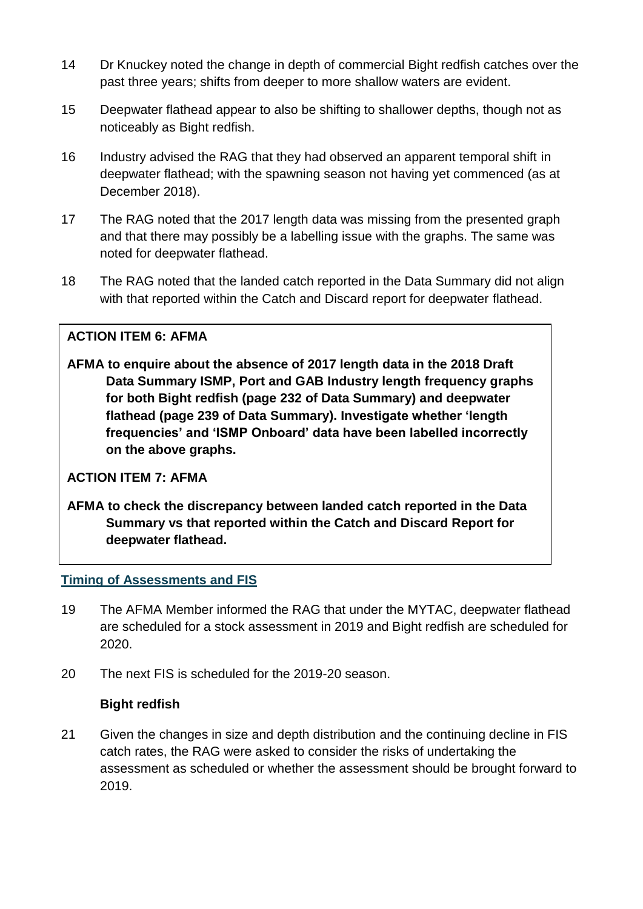14 Dr Knuckey noted the change in depth of commercial Bight redfish catches over the past three years; shifts from deeper to more shallow waters are evident.

15 Deepwater flathead appear to also be shifting to shallower depths, though not as noticeably as Bight redfish.

16 Industry advised the RAG that they had observed an apparent temporal shift in deepwater flathead; with the spawning season not having yet commenced (as at December 2018).

17 The RAG noted that the 2017 length data was missing from the presented graph and that there may possibly be a labelling issue with the graphs. The same was noted for deepwater flathead.

18 The RAG noted that the landed catch reported in the Data Summary did not align with that reported within the Catch and Discard report for deepwater flathead.

**ACTION ITEM 6: AFMA**

**AFMA to enquire about the absence of 2017 length data in the 2018 Draft Data Summary ISMP, Port and GAB Industry length frequency graphs for both Bight redfish (page 232 of Data Summary) and deepwater flathead (page 239 of Data Summary). Investigate whether 'length frequencies' and 'ISMP Onboard' data have been labelled incorrectly on the above graphs.**

**ACTION ITEM 7: AFMA**

**AFMA to check the discrepancy between landed catch reported in the Data Summary vs that reported within the Catch and Discard Report for deepwater flathead.**

## Timing of Assessments and FIS

19 The AFMA Member informed the RAG that under the MYTAC, deepwater flathead are scheduled for a stock assessment in 2019 and Bight redfish are scheduled for 2020.

20 The next FIS is scheduled for the 2019-20 season.

### Bight redfish

21 Given the changes in size and depth distribution and the continuing decline in FIS catch rates, the RAG were asked to consider the risks of undertaking the assessment as scheduled or whether the assessment should be brought forward to 2019.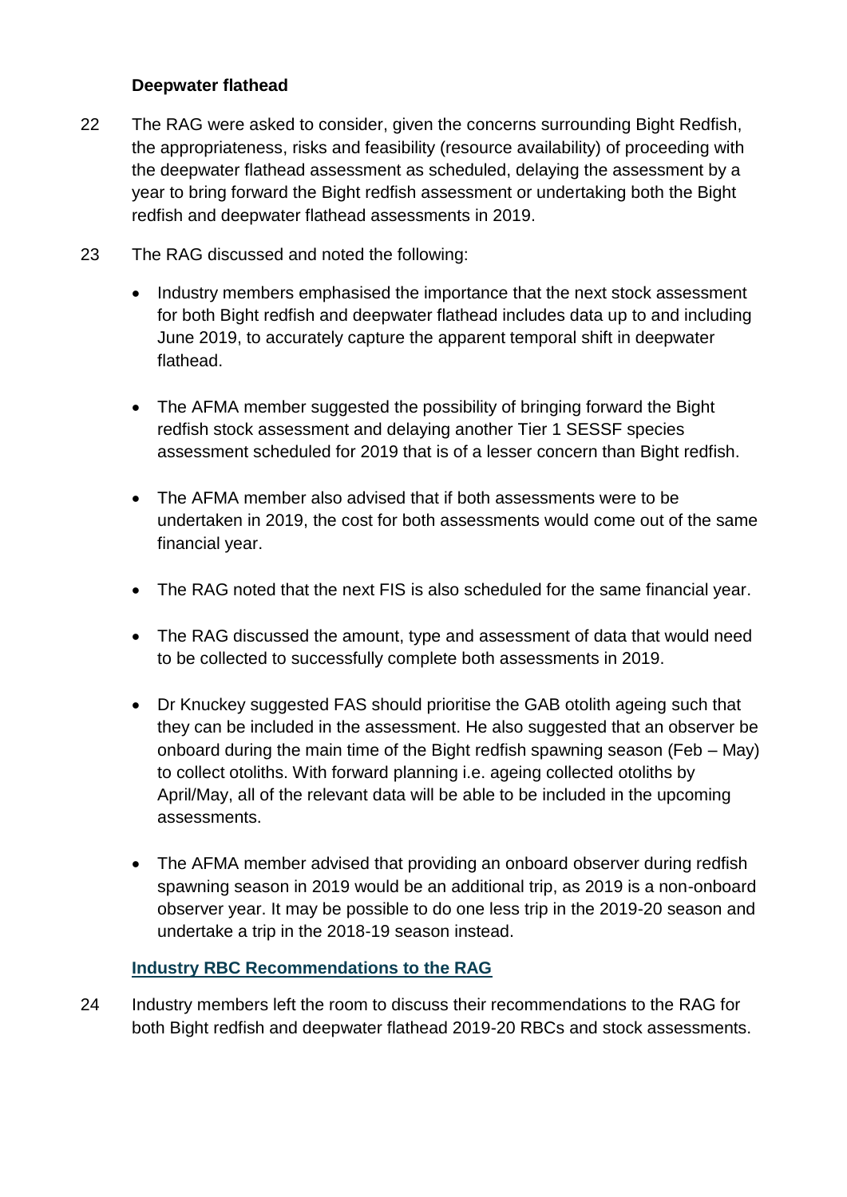### Deepwater flathead

22 The RAG were asked to consider, given the concerns surrounding Bight Redfish, the appropriateness, risks and feasibility (resource availability) of proceeding with the deepwater flathead assessment as scheduled, delaying the assessment by a year to bring forward the Bight redfish assessment or undertaking both the Bight redfish and deepwater flathead assessments in 2019.

23 The RAG discussed and noted the following:

- Industry members emphasised the importance that the next stock assessment for both Bight redfish and deepwater flathead includes data up to and including June 2019, to accurately capture the apparent temporal shift in deepwater flathead.
- The AFMA member suggested the possibility of bringing forward the Bight redfish stock assessment and delaying another Tier 1 SESSF species assessment scheduled for 2019 that is of a lesser concern than Bight redfish.
- The AFMA member also advised that if both assessments were to be undertaken in 2019, the cost for both assessments would come out of the same financial year.
- The RAG noted that the next FIS is also scheduled for the same financial year.
- The RAG discussed the amount, type and assessment of data that would need to be collected to successfully complete both assessments in 2019.
- Dr Knuckey suggested FAS should prioritise the GAB otolith ageing such that they can be included in the assessment. He also suggested that an observer be onboard during the main time of the Bight redfish spawning season (Feb – May) to collect otoliths. With forward planning i.e. ageing collected otoliths by April/May, all of the relevant data will be able to be included in the upcoming assessments.
- The AFMA member advised that providing an onboard observer during redfish spawning season in 2019 would be an additional trip, as 2019 is a non-onboard observer year. It may be possible to do one less trip in the 2019-20 season and undertake a trip in the 2018-19 season instead.

#### Industry RBC Recommendations to the RAG

24 Industry members left the room to discuss their recommendations to the RAG for both Bight redfish and deepwater flathead 2019-20 RBCs and stock assessments.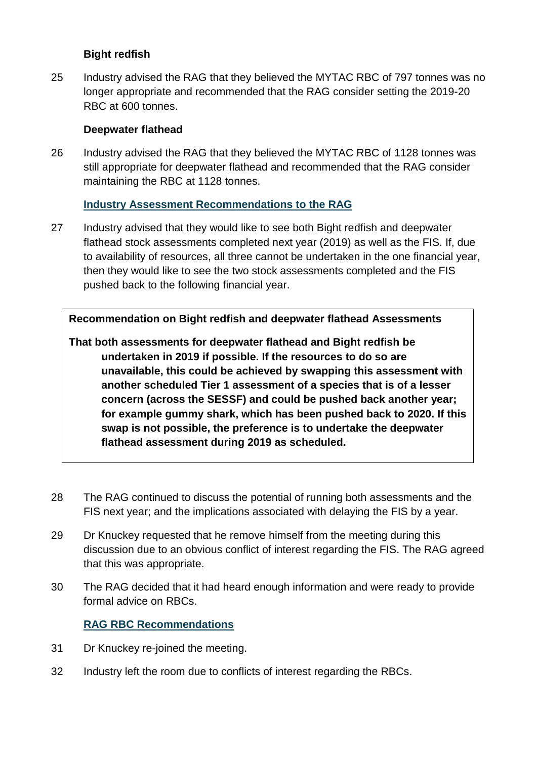**Bight redfish**

25 Industry advised the RAG that they believed the MYTAC RBC of 797 tonnes was no longer appropriate and recommended that the RAG consider setting the 2019-20 RBC at 600 tonnes.

**Deepwater flathead**

26 Industry advised the RAG that they believed the MYTAC RBC of 1128 tonnes was still appropriate for deepwater flathead and recommended that the RAG consider maintaining the RBC at 1128 tonnes.

**Industry Assessment Recommendations to the RAG**

27 Industry advised that they would like to see both Bight redfish and deepwater flathead stock assessments completed next year (2019) as well as the FIS. If, due to availability of resources, all three cannot be undertaken in the one financial year, then they would like to see the two stock assessments completed and the FIS pushed back to the following financial year.

> **Recommendation on Bight redfish and deepwater flathead Assessments**
>
> **That both assessments for deepwater flathead and Bight redfish be undertaken in 2019 if possible. If the resources to do so are unavailable, this could be achieved by swapping this assessment with another scheduled Tier 1 assessment of a species that is of a lesser concern (across the SESSF) and could be pushed back another year; for example gummy shark, which has been pushed back to 2020. If this swap is not possible, the preference is to undertake the deepwater flathead assessment during 2019 as scheduled.**

28 The RAG continued to discuss the potential of running both assessments and the FIS next year; and the implications associated with delaying the FIS by a year.

29 Dr Knuckey requested that he remove himself from the meeting during this discussion due to an obvious conflict of interest regarding the FIS. The RAG agreed that this was appropriate.

30 The RAG decided that it had heard enough information and were ready to provide formal advice on RBCs.

**RAG RBC Recommendations**

31 Dr Knuckey re-joined the meeting.

32 Industry left the room due to conflicts of interest regarding the RBCs.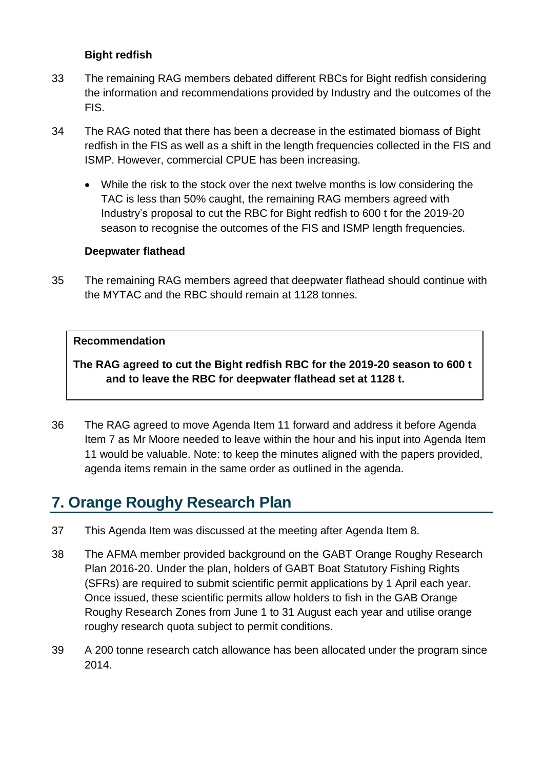### Bight redfish

33 The remaining RAG members debated different RBCs for Bight redfish considering the information and recommendations provided by Industry and the outcomes of the FIS.

34 The RAG noted that there has been a decrease in the estimated biomass of Bight redfish in the FIS as well as a shift in the length frequencies collected in the FIS and ISMP. However, commercial CPUE has been increasing.

- While the risk to the stock over the next twelve months is low considering the TAC is less than 50% caught, the remaining RAG members agreed with Industry's proposal to cut the RBC for Bight redfish to 600 t for the 2019-20 season to recognise the outcomes of the FIS and ISMP length frequencies.

### Deepwater flathead

35 The remaining RAG members agreed that deepwater flathead should continue with the MYTAC and the RBC should remain at 1128 tonnes.

> **Recommendation**
>
> **The RAG agreed to cut the Bight redfish RBC for the 2019-20 season to 600 t and to leave the RBC for deepwater flathead set at 1128 t.**

36 The RAG agreed to move Agenda Item 11 forward and address it before Agenda Item 7 as Mr Moore needed to leave within the hour and his input into Agenda Item 11 would be valuable. Note: to keep the minutes aligned with the papers provided, agenda items remain in the same order as outlined in the agenda.

## 7. Orange Roughy Research Plan

37 This Agenda Item was discussed at the meeting after Agenda Item 8.

38 The AFMA member provided background on the GABT Orange Roughy Research Plan 2016-20. Under the plan, holders of GABT Boat Statutory Fishing Rights (SFRs) are required to submit scientific permit applications by 1 April each year. Once issued, these scientific permits allow holders to fish in the GAB Orange Roughy Research Zones from June 1 to 31 August each year and utilise orange roughy research quota subject to permit conditions.

39 A 200 tonne research catch allowance has been allocated under the program since 2014.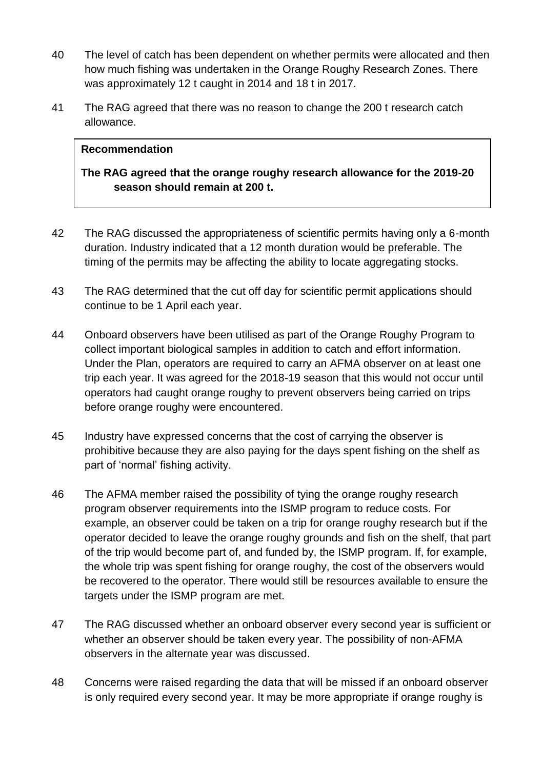40 The level of catch has been dependent on whether permits were allocated and then how much fishing was undertaken in the Orange Roughy Research Zones. There was approximately 12 t caught in 2014 and 18 t in 2017.

41 The RAG agreed that there was no reason to change the 200 t research catch allowance.

> **Recommendation**
>
> **The RAG agreed that the orange roughy research allowance for the 2019-20 season should remain at 200 t.**

42 The RAG discussed the appropriateness of scientific permits having only a 6-month duration. Industry indicated that a 12 month duration would be preferable. The timing of the permits may be affecting the ability to locate aggregating stocks.

43 The RAG determined that the cut off day for scientific permit applications should continue to be 1 April each year.

44 Onboard observers have been utilised as part of the Orange Roughy Program to collect important biological samples in addition to catch and effort information. Under the Plan, operators are required to carry an AFMA observer on at least one trip each year. It was agreed for the 2018-19 season that this would not occur until operators had caught orange roughy to prevent observers being carried on trips before orange roughy were encountered.

45 Industry have expressed concerns that the cost of carrying the observer is prohibitive because they are also paying for the days spent fishing on the shelf as part of 'normal' fishing activity.

46 The AFMA member raised the possibility of tying the orange roughy research program observer requirements into the ISMP program to reduce costs. For example, an observer could be taken on a trip for orange roughy research but if the operator decided to leave the orange roughy grounds and fish on the shelf, that part of the trip would become part of, and funded by, the ISMP program. If, for example, the whole trip was spent fishing for orange roughy, the cost of the observers would be recovered to the operator. There would still be resources available to ensure the targets under the ISMP program are met.

47 The RAG discussed whether an onboard observer every second year is sufficient or whether an observer should be taken every year. The possibility of non-AFMA observers in the alternate year was discussed.

48 Concerns were raised regarding the data that will be missed if an onboard observer is only required every second year. It may be more appropriate if orange roughy is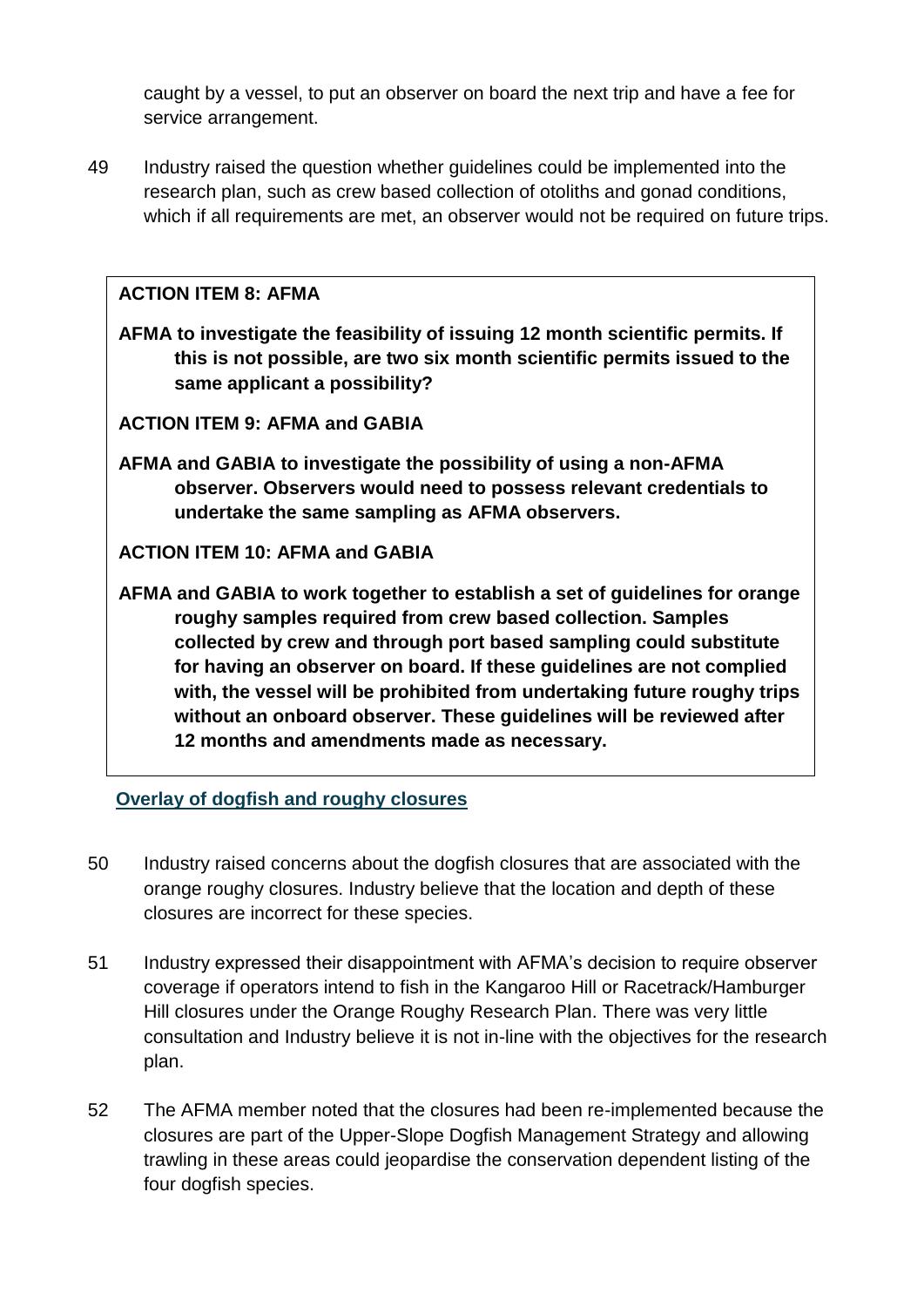caught by a vessel, to put an observer on board the next trip and have a fee for service arrangement.

49 Industry raised the question whether guidelines could be implemented into the research plan, such as crew based collection of otoliths and gonad conditions, which if all requirements are met, an observer would not be required on future trips.

**ACTION ITEM 8: AFMA**

**AFMA to investigate the feasibility of issuing 12 month scientific permits. If this is not possible, are two six month scientific permits issued to the same applicant a possibility?**

**ACTION ITEM 9: AFMA and GABIA**

**AFMA and GABIA to investigate the possibility of using a non-AFMA observer. Observers would need to possess relevant credentials to undertake the same sampling as AFMA observers.**

**ACTION ITEM 10: AFMA and GABIA**

**AFMA and GABIA to work together to establish a set of guidelines for orange roughy samples required from crew based collection. Samples collected by crew and through port based sampling could substitute for having an observer on board. If these guidelines are not complied with, the vessel will be prohibited from undertaking future roughy trips without an onboard observer. These guidelines will be reviewed after 12 months and amendments made as necessary.**

## Overlay of dogfish and roughy closures

50 Industry raised concerns about the dogfish closures that are associated with the orange roughy closures. Industry believe that the location and depth of these closures are incorrect for these species.

51 Industry expressed their disappointment with AFMA's decision to require observer coverage if operators intend to fish in the Kangaroo Hill or Racetrack/Hamburger Hill closures under the Orange Roughy Research Plan. There was very little consultation and Industry believe it is not in-line with the objectives for the research plan.

52 The AFMA member noted that the closures had been re-implemented because the closures are part of the Upper-Slope Dogfish Management Strategy and allowing trawling in these areas could jeopardise the conservation dependent listing of the four dogfish species.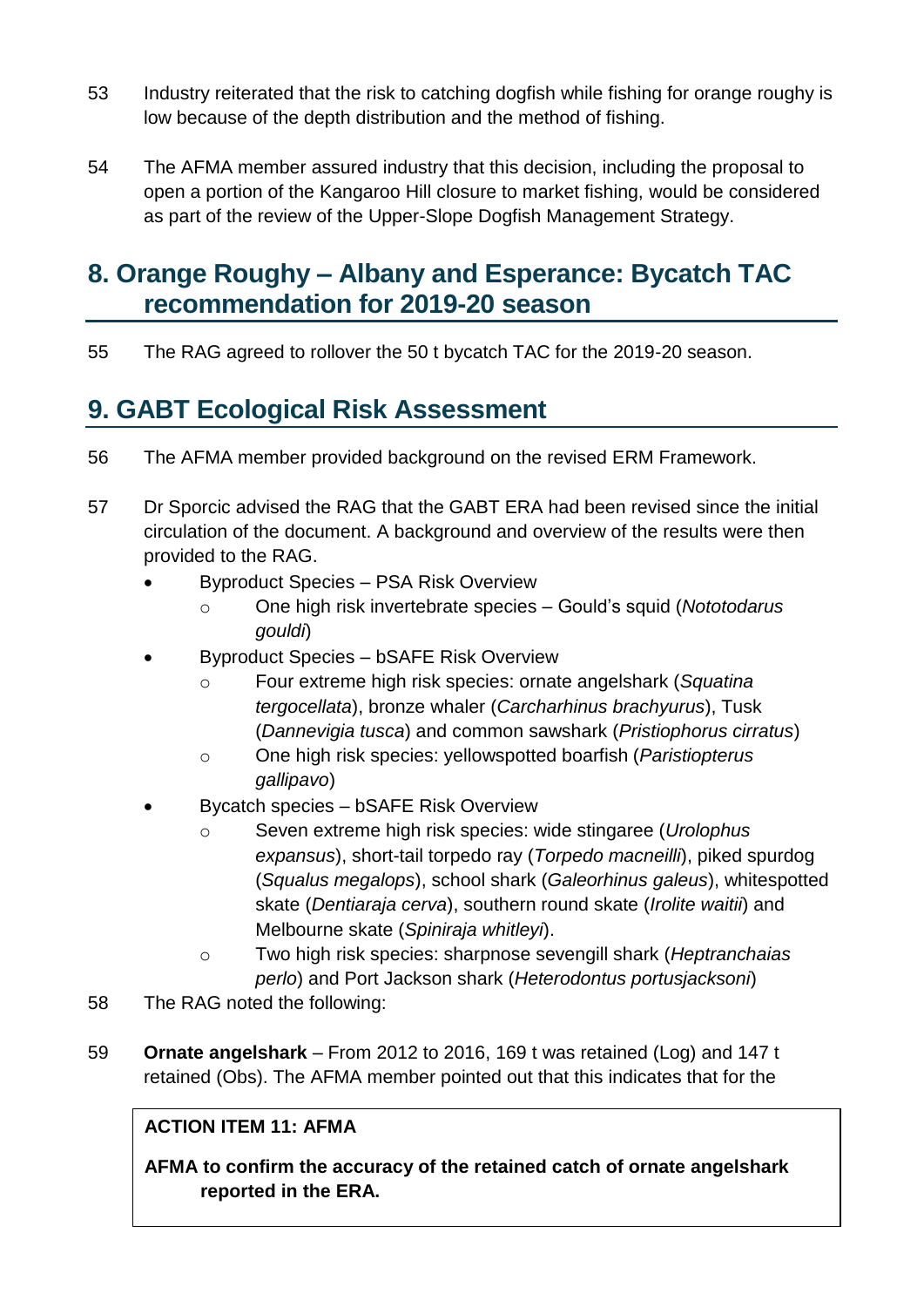53 Industry reiterated that the risk to catching dogfish while fishing for orange roughy is low because of the depth distribution and the method of fishing.

54 The AFMA member assured industry that this decision, including the proposal to open a portion of the Kangaroo Hill closure to market fishing, would be considered as part of the review of the Upper-Slope Dogfish Management Strategy.

## 8. Orange Roughy – Albany and Esperance: Bycatch TAC recommendation for 2019-20 season

55 The RAG agreed to rollover the 50 t bycatch TAC for the 2019-20 season.

## 9. GABT Ecological Risk Assessment

56 The AFMA member provided background on the revised ERM Framework.

57 Dr Sporcic advised the RAG that the GABT ERA had been revised since the initial circulation of the document. A background and overview of the results were then provided to the RAG.

- Byproduct Species – PSA Risk Overview
  - One high risk invertebrate species – Gould's squid (*Nototodarus gouldi*)
- Byproduct Species – bSAFE Risk Overview
  - Four extreme high risk species: ornate angelshark (*Squatina tergocellata*), bronze whaler (*Carcharhinus brachyurus*), Tusk (*Dannevigia tusca*) and common sawshark (*Pristiophorus cirratus*)
  - One high risk species: yellowspotted boarfish (*Paristiopterus gallipavo*)
- Bycatch species – bSAFE Risk Overview
  - Seven extreme high risk species: wide stingaree (*Urolophus expansus*), short-tail torpedo ray (*Torpedo macneilli*), piked spurdog (*Squalus megalops*), school shark (*Galeorhinus galeus*), whitespotted skate (*Dentiaraja cerva*), southern round skate (*Irolite waitii*) and Melbourne skate (*Spiniraja whitleyi*).
  - Two high risk species: sharpnose sevengill shark (*Heptranchaias perlo*) and Port Jackson shark (*Heterodontus portusjacksoni*)

58 The RAG noted the following:

59 **Ornate angelshark** – From 2012 to 2016, 169 t was retained (Log) and 147 t retained (Obs). The AFMA member pointed out that this indicates that for the

**ACTION ITEM 11: AFMA**

**AFMA to confirm the accuracy of the retained catch of ornate angelshark reported in the ERA.**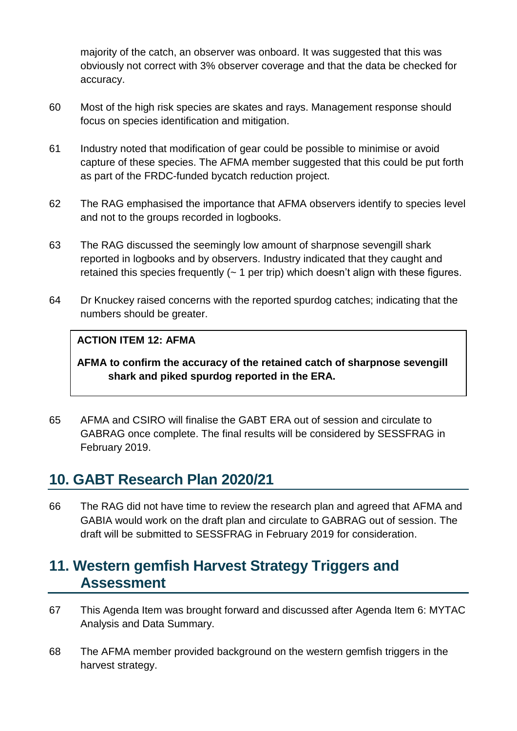majority of the catch, an observer was onboard. It was suggested that this was obviously not correct with 3% observer coverage and that the data be checked for accuracy.

60 Most of the high risk species are skates and rays. Management response should focus on species identification and mitigation.

61 Industry noted that modification of gear could be possible to minimise or avoid capture of these species. The AFMA member suggested that this could be put forth as part of the FRDC-funded bycatch reduction project.

62 The RAG emphasised the importance that AFMA observers identify to species level and not to the groups recorded in logbooks.

63 The RAG discussed the seemingly low amount of sharpnose sevengill shark reported in logbooks and by observers. Industry indicated that they caught and retained this species frequently (~ 1 per trip) which doesn't align with these figures.

64 Dr Knuckey raised concerns with the reported spurdog catches; indicating that the numbers should be greater.

> **ACTION ITEM 12: AFMA**
>
> **AFMA to confirm the accuracy of the retained catch of sharpnose sevengill shark and piked spurdog reported in the ERA.**

65 AFMA and CSIRO will finalise the GABT ERA out of session and circulate to GABRAG once complete. The final results will be considered by SESSFRAG in February 2019.

## 10. GABT Research Plan 2020/21

66 The RAG did not have time to review the research plan and agreed that AFMA and GABIA would work on the draft plan and circulate to GABRAG out of session. The draft will be submitted to SESSFRAG in February 2019 for consideration.

## 11. Western gemfish Harvest Strategy Triggers and Assessment

67 This Agenda Item was brought forward and discussed after Agenda Item 6: MYTAC Analysis and Data Summary.

68 The AFMA member provided background on the western gemfish triggers in the harvest strategy.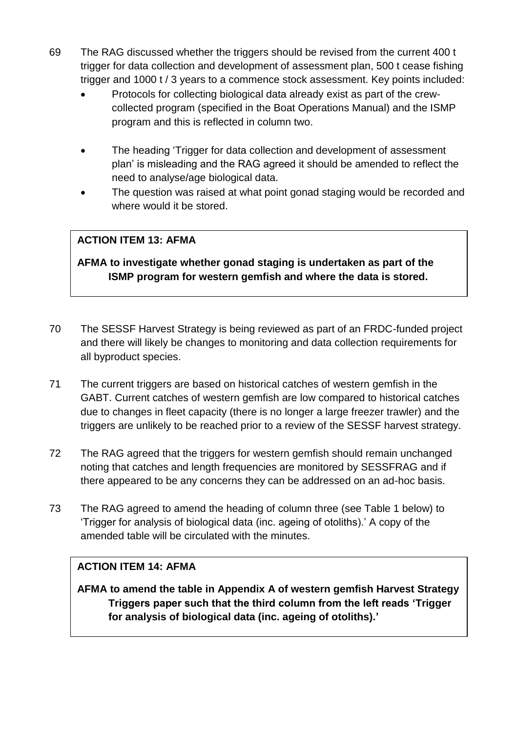69 The RAG discussed whether the triggers should be revised from the current 400 t trigger for data collection and development of assessment plan, 500 t cease fishing trigger and 1000 t / 3 years to a commence stock assessment. Key points included:

- Protocols for collecting biological data already exist as part of the crew-collected program (specified in the Boat Operations Manual) and the ISMP program and this is reflected in column two.
- The heading 'Trigger for data collection and development of assessment plan' is misleading and the RAG agreed it should be amended to reflect the need to analyse/age biological data.
- The question was raised at what point gonad staging would be recorded and where would it be stored.

> **ACTION ITEM 13: AFMA**
>
> **AFMA to investigate whether gonad staging is undertaken as part of the ISMP program for western gemfish and where the data is stored.**

70 The SESSF Harvest Strategy is being reviewed as part of an FRDC-funded project and there will likely be changes to monitoring and data collection requirements for all byproduct species.

71 The current triggers are based on historical catches of western gemfish in the GABT. Current catches of western gemfish are low compared to historical catches due to changes in fleet capacity (there is no longer a large freezer trawler) and the triggers are unlikely to be reached prior to a review of the SESSF harvest strategy.

72 The RAG agreed that the triggers for western gemfish should remain unchanged noting that catches and length frequencies are monitored by SESSFRAG and if there appeared to be any concerns they can be addressed on an ad-hoc basis.

73 The RAG agreed to amend the heading of column three (see Table 1 below) to 'Trigger for analysis of biological data (inc. ageing of otoliths).' A copy of the amended table will be circulated with the minutes.

> **ACTION ITEM 14: AFMA**
>
> **AFMA to amend the table in Appendix A of western gemfish Harvest Strategy Triggers paper such that the third column from the left reads 'Trigger for analysis of biological data (inc. ageing of otoliths).'**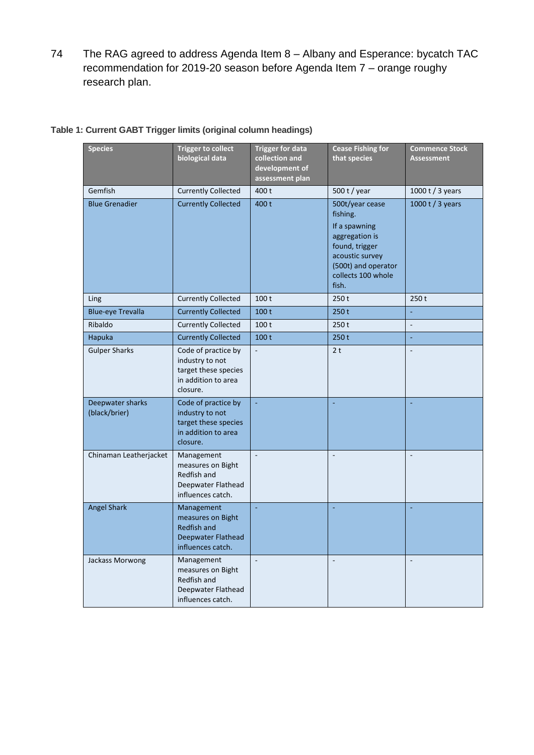74 The RAG agreed to address Agenda Item 8 – Albany and Esperance: bycatch TAC recommendation for 2019-20 season before Agenda Item 7 – orange roughy research plan.

**Table 1: Current GABT Trigger limits (original column headings)**

| Species | Trigger to collect biological data | Trigger for data collection and development of assessment plan | Cease Fishing for that species | Commence Stock Assessment |
|---|---|---|---|---|
| Gemfish | Currently Collected | 400 t | 500 t / year | 1000 t / 3 years |
| Blue Grenadier | Currently Collected | 400 t | 500t/year cease fishing. If a spawning aggregation is found, trigger acoustic survey (500t) and operator collects 100 whole fish. | 1000 t / 3 years |
| Ling | Currently Collected | 100 t | 250 t | 250 t |
| Blue-eye Trevalla | Currently Collected | 100 t | 250 t | - |
| Ribaldo | Currently Collected | 100 t | 250 t | - |
| Hapuka | Currently Collected | 100 t | 250 t | - |
| Gulper Sharks | Code of practice by industry to not target these species in addition to area closure. | - | 2 t | - |
| Deepwater sharks (black/brier) | Code of practice by industry to not target these species in addition to area closure. | - | - | - |
| Chinaman Leatherjacket | Management measures on Bight Redfish and Deepwater Flathead influences catch. | - | - | - |
| Angel Shark | Management measures on Bight Redfish and Deepwater Flathead influences catch. | - | - | - |
| Jackass Morwong | Management measures on Bight Redfish and Deepwater Flathead influences catch. | - | - | - |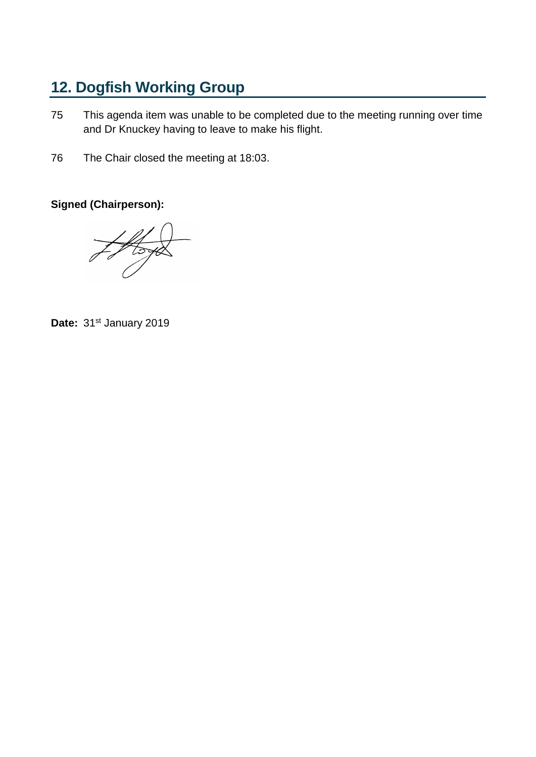## 12. Dogfish Working Group

75 This agenda item was unable to be completed due to the meeting running over time and Dr Knuckey having to leave to make his flight.

76 The Chair closed the meeting at 18:03.

**Signed (Chairperson):**

**Date:** 31st January 2019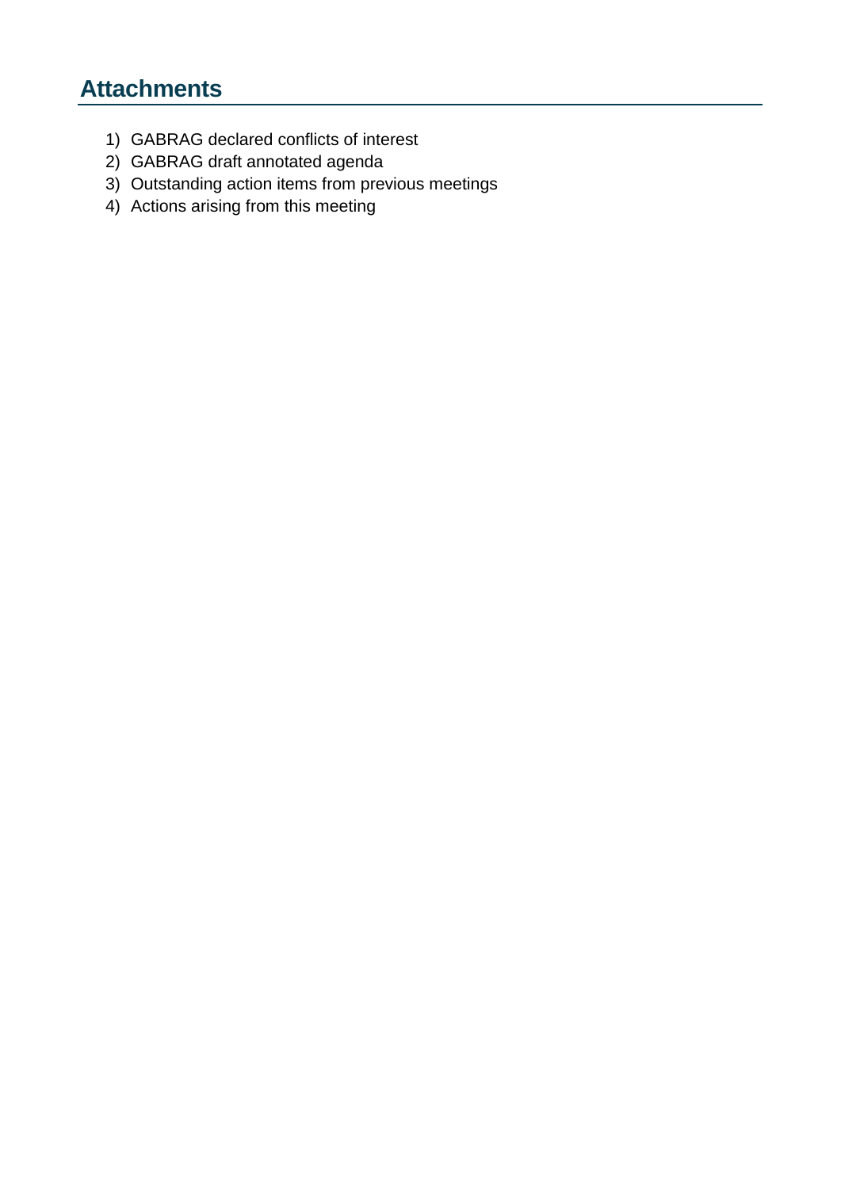## Attachments

1) GABRAG declared conflicts of interest
2) GABRAG draft annotated agenda
3) Outstanding action items from previous meetings
4) Actions arising from this meeting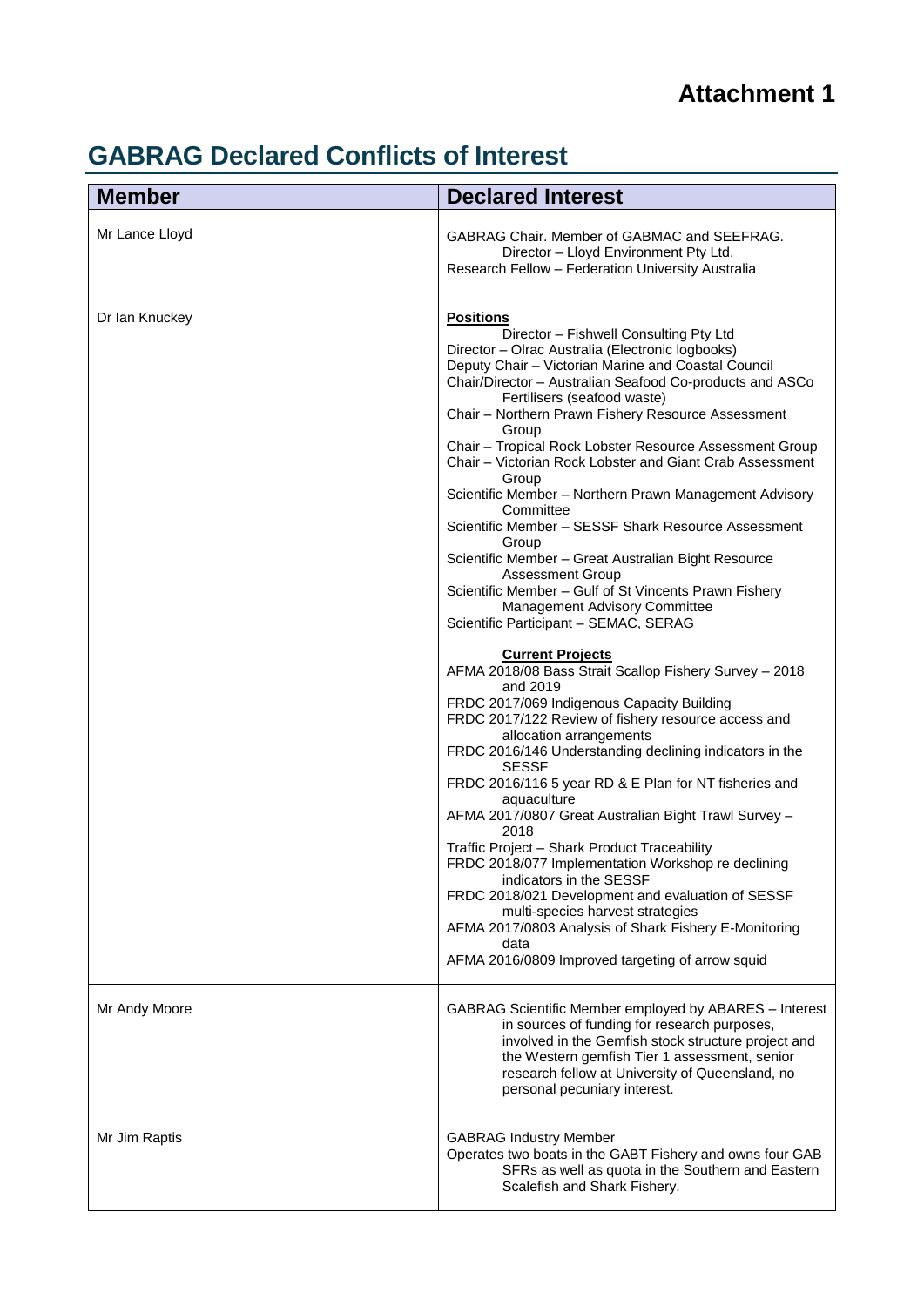# Attachment 1

## GABRAG Declared Conflicts of Interest

| Member | Declared Interest |
|---|---|
| Mr Lance Lloyd | GABRAG Chair. Member of GABMAC and SEEFRAG.<br>Director – Lloyd Environment Pty Ltd.<br>Research Fellow – Federation University Australia |
| Dr Ian Knuckey | **Positions**<br>Director – Fishwell Consulting Pty Ltd<br>Director – Olrac Australia (Electronic logbooks)<br>Deputy Chair – Victorian Marine and Coastal Council<br>Chair/Director – Australian Seafood Co-products and ASCo Fertilisers (seafood waste)<br>Chair – Northern Prawn Fishery Resource Assessment Group<br>Chair – Tropical Rock Lobster Resource Assessment Group<br>Chair – Victorian Rock Lobster and Giant Crab Assessment Group<br>Scientific Member – Northern Prawn Management Advisory Committee<br>Scientific Member – SESSF Shark Resource Assessment Group<br>Scientific Member – Great Australian Bight Resource Assessment Group<br>Scientific Member – Gulf of St Vincents Prawn Fishery Management Advisory Committee<br>Scientific Participant – SEMAC, SERAG<br><br>**Current Projects**<br>AFMA 2018/08 Bass Strait Scallop Fishery Survey – 2018 and 2019<br>FRDC 2017/069 Indigenous Capacity Building<br>FRDC 2017/122 Review of fishery resource access and allocation arrangements<br>FRDC 2016/146 Understanding declining indicators in the SESSF<br>FRDC 2016/116 5 year RD & E Plan for NT fisheries and aquaculture<br>AFMA 2017/0807 Great Australian Bight Trawl Survey – 2018<br>Traffic Project – Shark Product Traceability<br>FRDC 2018/077 Implementation Workshop re declining indicators in the SESSF<br>FRDC 2018/021 Development and evaluation of SESSF multi-species harvest strategies<br>AFMA 2017/0803 Analysis of Shark Fishery E-Monitoring data<br>AFMA 2016/0809 Improved targeting of arrow squid |
| Mr Andy Moore | GABRAG Scientific Member employed by ABARES – Interest in sources of funding for research purposes, involved in the Gemfish stock structure project and the Western gemfish Tier 1 assessment, senior research fellow at University of Queensland, no personal pecuniary interest. |
| Mr Jim Raptis | GABRAG Industry Member<br>Operates two boats in the GABT Fishery and owns four GAB SFRs as well as quota in the Southern and Eastern Scalefish and Shark Fishery. |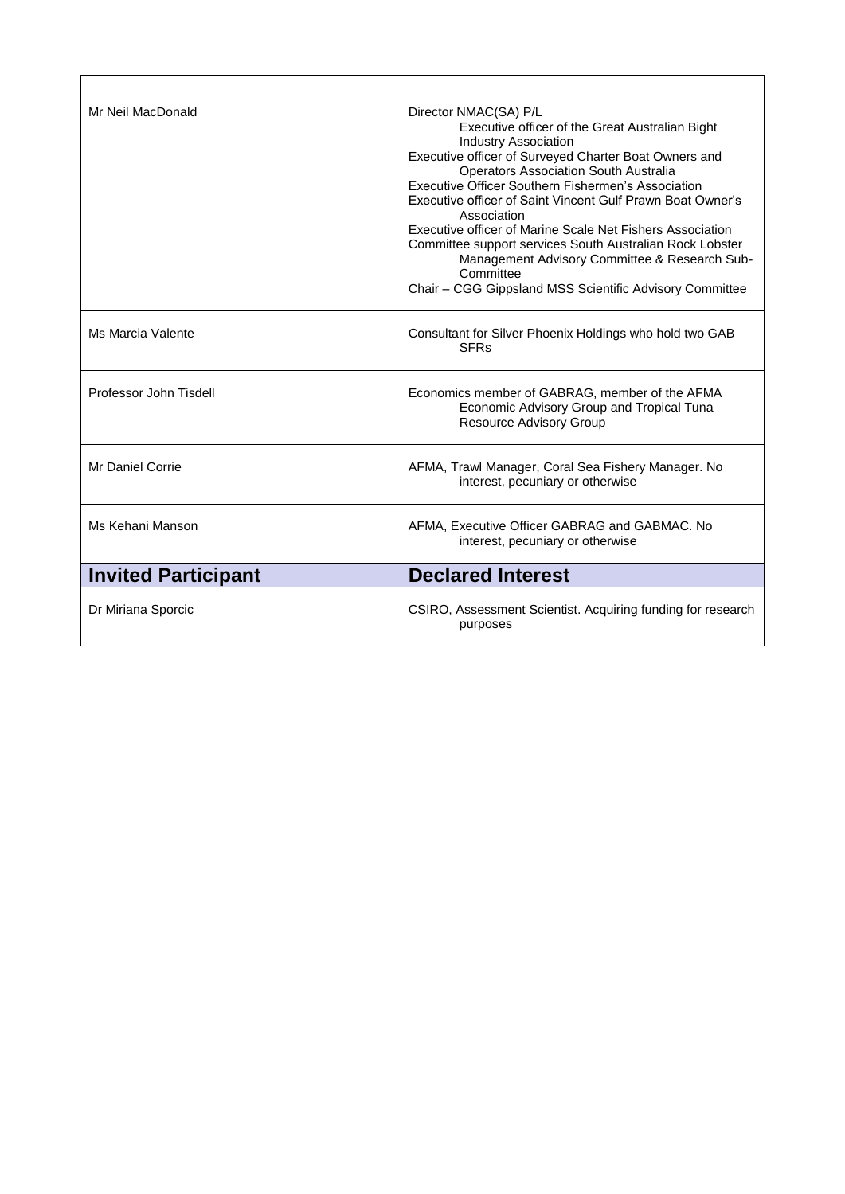| | |
|---|---|
| Mr Neil MacDonald | Director NMAC(SA) P/L<br>Executive officer of the Great Australian Bight Industry Association<br>Executive officer of Surveyed Charter Boat Owners and Operators Association South Australia<br>Executive Officer Southern Fishermen's Association<br>Executive officer of Saint Vincent Gulf Prawn Boat Owner's Association<br>Executive officer of Marine Scale Net Fishers Association<br>Committee support services South Australian Rock Lobster Management Advisory Committee & Research Sub-Committee<br>Chair – CGG Gippsland MSS Scientific Advisory Committee |
| Ms Marcia Valente | Consultant for Silver Phoenix Holdings who hold two GAB SFRs |
| Professor John Tisdell | Economics member of GABRAG, member of the AFMA Economic Advisory Group and Tropical Tuna Resource Advisory Group |
| Mr Daniel Corrie | AFMA, Trawl Manager, Coral Sea Fishery Manager. No interest, pecuniary or otherwise |
| Ms Kehani Manson | AFMA, Executive Officer GABRAG and GABMAC. No interest, pecuniary or otherwise |
| **Invited Participant** | **Declared Interest** |
| Dr Miriana Sporcic | CSIRO, Assessment Scientist. Acquiring funding for research purposes |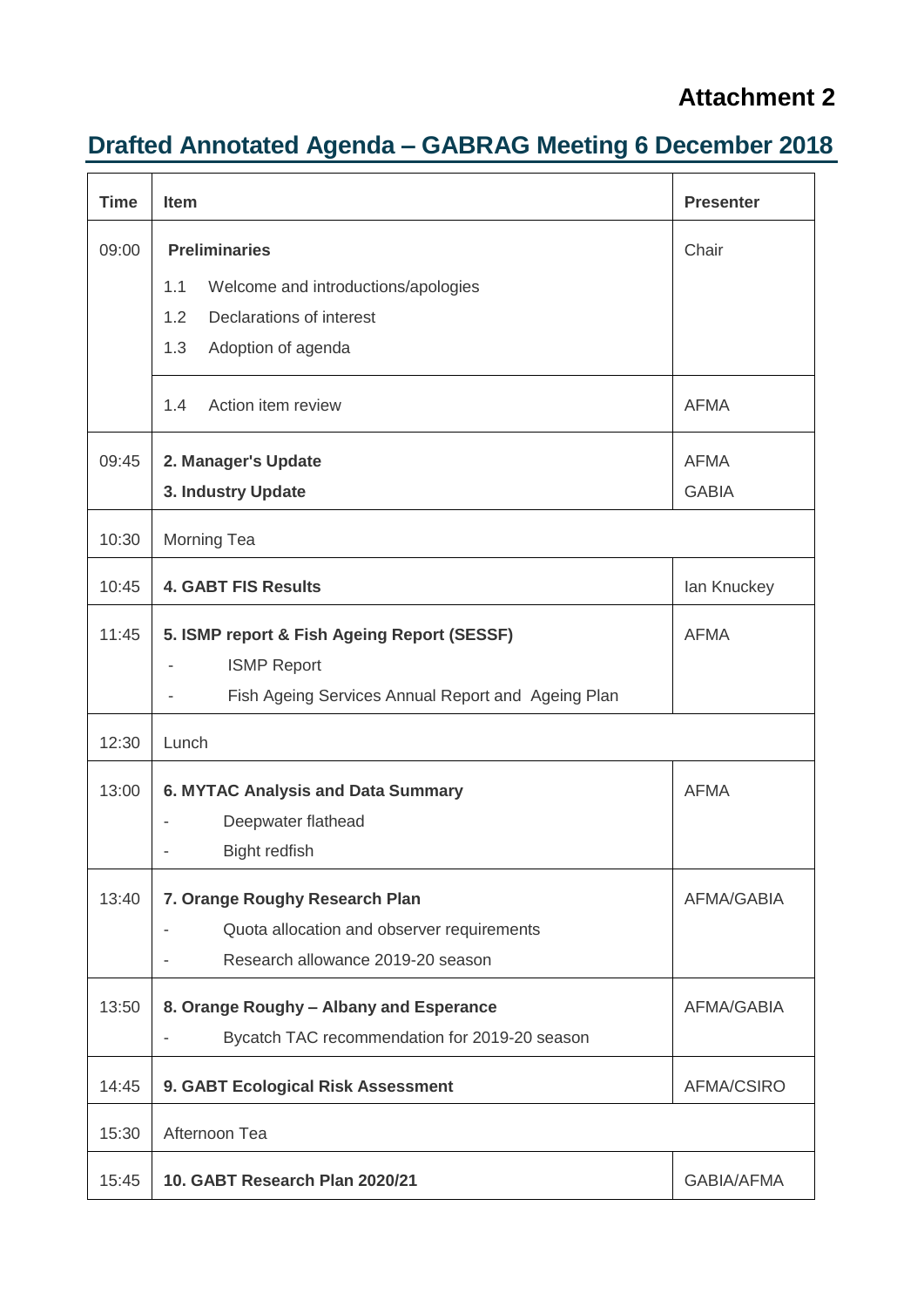**Attachment 2**

## Drafted Annotated Agenda – GABRAG Meeting 6 December 2018

| Time | Item | Presenter |
|---|---|---|
| 09:00 | **Preliminaries**<br>1.1 Welcome and introductions/apologies<br>1.2 Declarations of interest<br>1.3 Adoption of agenda | Chair |
| | 1.4 Action item review | AFMA |
| 09:45 | **2. Manager's Update**<br>**3. Industry Update** | AFMA<br>GABIA |
| 10:30 | Morning Tea | |
| 10:45 | **4. GABT FIS Results** | Ian Knuckey |
| 11:45 | **5. ISMP report & Fish Ageing Report (SESSF)**<br>- ISMP Report<br>- Fish Ageing Services Annual Report and Ageing Plan | AFMA |
| 12:30 | Lunch | |
| 13:00 | **6. MYTAC Analysis and Data Summary**<br>- Deepwater flathead<br>- Bight redfish | AFMA |
| 13:40 | **7. Orange Roughy Research Plan**<br>- Quota allocation and observer requirements<br>- Research allowance 2019-20 season | AFMA/GABIA |
| 13:50 | **8. Orange Roughy – Albany and Esperance**<br>- Bycatch TAC recommendation for 2019-20 season | AFMA/GABIA |
| 14:45 | **9. GABT Ecological Risk Assessment** | AFMA/CSIRO |
| 15:30 | Afternoon Tea | |
| 15:45 | **10. GABT Research Plan 2020/21** | GABIA/AFMA |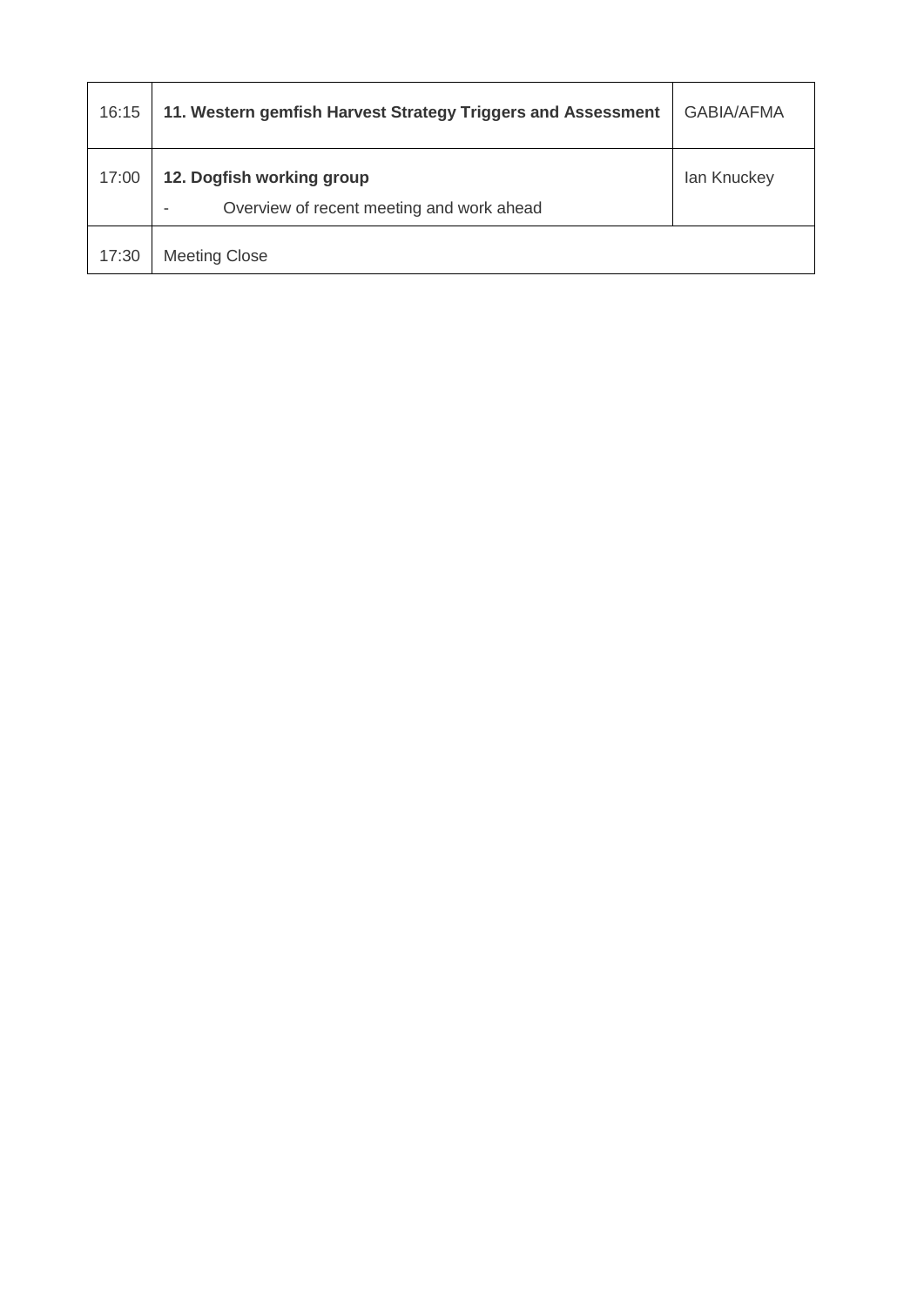| | | |
|---|---|---|
| 16:15 | **11. Western gemfish Harvest Strategy Triggers and Assessment** | GABIA/AFMA |
| 17:00 | **12. Dogfish working group**<br>- Overview of recent meeting and work ahead | Ian Knuckey |
| 17:30 | Meeting Close | |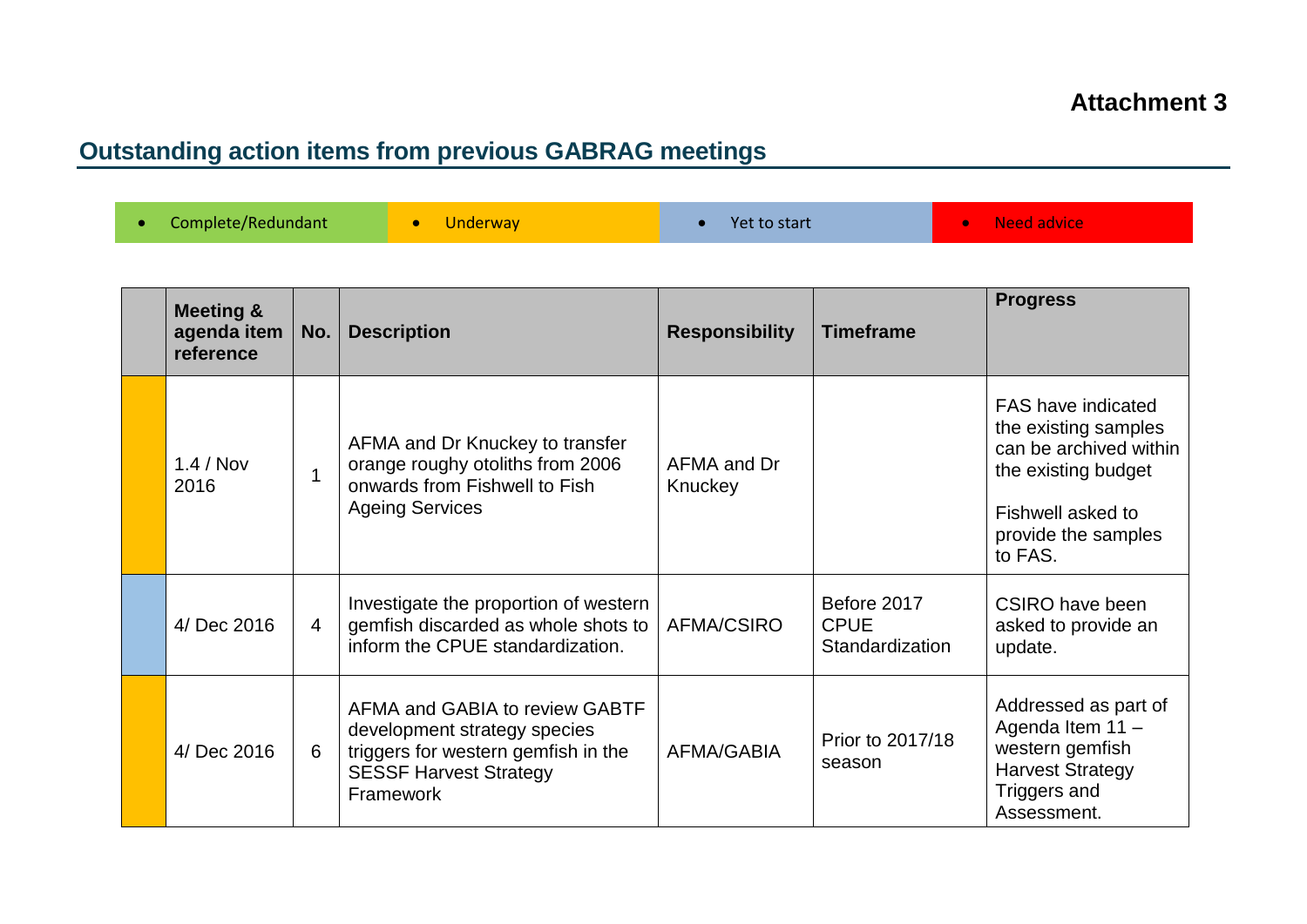**Attachment 3**

## Outstanding action items from previous GABRAG meetings

| • Complete/Redundant | • Underway | • Yet to start | • Need advice |
|---|---|---|---|

| | Meeting & agenda item reference | No. | Description | Responsibility | Timeframe | Progress |
|---|---|---|---|---|---|---|
| | 1.4 / Nov 2016 | 1 | AFMA and Dr Knuckey to transfer orange roughy otoliths from 2006 onwards from Fishwell to Fish Ageing Services | AFMA and Dr Knuckey | | FAS have indicated the existing samples can be archived within the existing budget<br><br>Fishwell asked to provide the samples to FAS. |
| | 4/ Dec 2016 | 4 | Investigate the proportion of western gemfish discarded as whole shots to inform the CPUE standardization. | AFMA/CSIRO | Before 2017 CPUE Standardization | CSIRO have been asked to provide an update. |
| | 4/ Dec 2016 | 6 | AFMA and GABIA to review GABTF development strategy species triggers for western gemfish in the SESSF Harvest Strategy Framework | AFMA/GABIA | Prior to 2017/18 season | Addressed as part of Agenda Item 11 – western gemfish Harvest Strategy Triggers and Assessment. |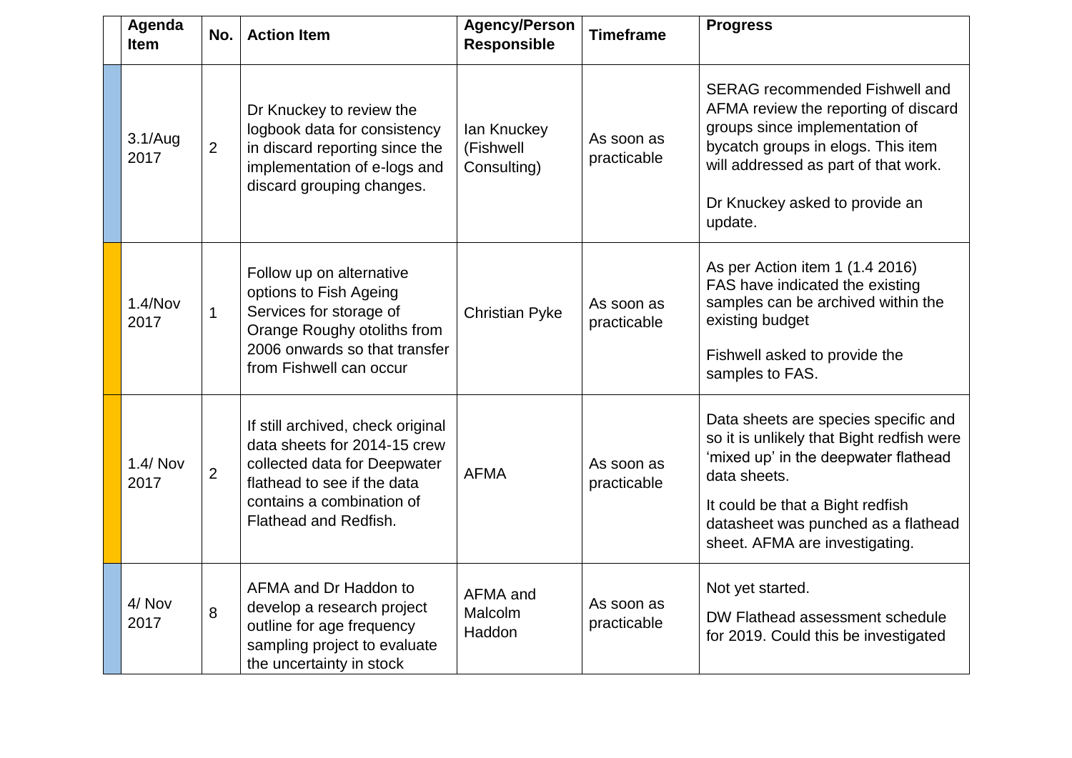| | Agenda Item | No. | Action Item | Agency/Person Responsible | Timeframe | Progress |
|---|---|---|---|---|---|---|
| | 3.1/Aug 2017 | 2 | Dr Knuckey to review the logbook data for consistency in discard reporting since the implementation of e-logs and discard grouping changes. | Ian Knuckey (Fishwell Consulting) | As soon as practicable | SERAG recommended Fishwell and AFMA review the reporting of discard groups since implementation of bycatch groups in elogs. This item will addressed as part of that work.<br><br>Dr Knuckey asked to provide an update. |
| | 1.4/Nov 2017 | 1 | Follow up on alternative options to Fish Ageing Services for storage of Orange Roughy otoliths from 2006 onwards so that transfer from Fishwell can occur | Christian Pyke | As soon as practicable | As per Action item 1 (1.4 2016) FAS have indicated the existing samples can be archived within the existing budget<br><br>Fishwell asked to provide the samples to FAS. |
| | 1.4/ Nov 2017 | 2 | If still archived, check original data sheets for 2014-15 crew collected data for Deepwater flathead to see if the data contains a combination of Flathead and Redfish. | AFMA | As soon as practicable | Data sheets are species specific and so it is unlikely that Bight redfish were 'mixed up' in the deepwater flathead data sheets.<br><br>It could be that a Bight redfish datasheet was punched as a flathead sheet. AFMA are investigating. |
| | 4/ Nov 2017 | 8 | AFMA and Dr Haddon to develop a research project outline for age frequency sampling project to evaluate the uncertainty in stock | AFMA and Malcolm Haddon | As soon as practicable | Not yet started.<br><br>DW Flathead assessment schedule for 2019. Could this be investigated |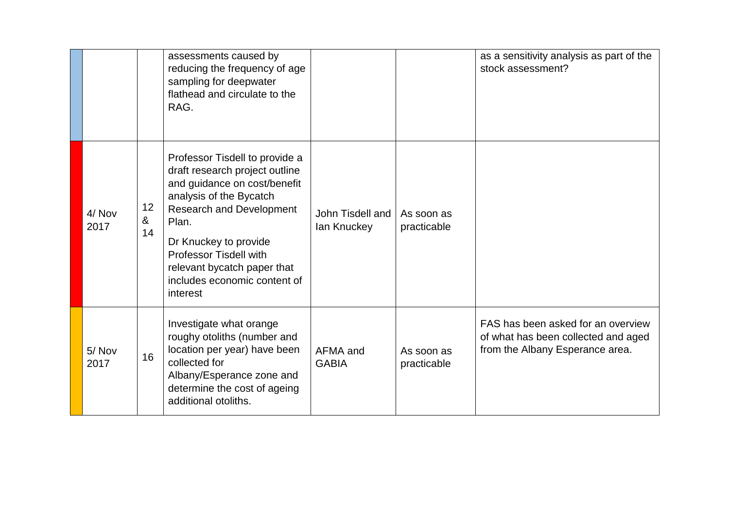| | | | | | | |
|---|---|---|---|---|---|---|
| | | | assessments caused by reducing the frequency of age sampling for deepwater flathead and circulate to the RAG. | | | as a sensitivity analysis as part of the stock assessment? |
| | 4/ Nov 2017 | 12 & 14 | Professor Tisdell to provide a draft research project outline and guidance on cost/benefit analysis of the Bycatch Research and Development Plan.<br><br>Dr Knuckey to provide Professor Tisdell with relevant bycatch paper that includes economic content of interest | John Tisdell and Ian Knuckey | As soon as practicable | |
| | 5/ Nov 2017 | 16 | Investigate what orange roughy otoliths (number and location per year) have been collected for Albany/Esperance zone and determine the cost of ageing additional otoliths. | AFMA and GABIA | As soon as practicable | FAS has been asked for an overview of what has been collected and aged from the Albany Esperance area. |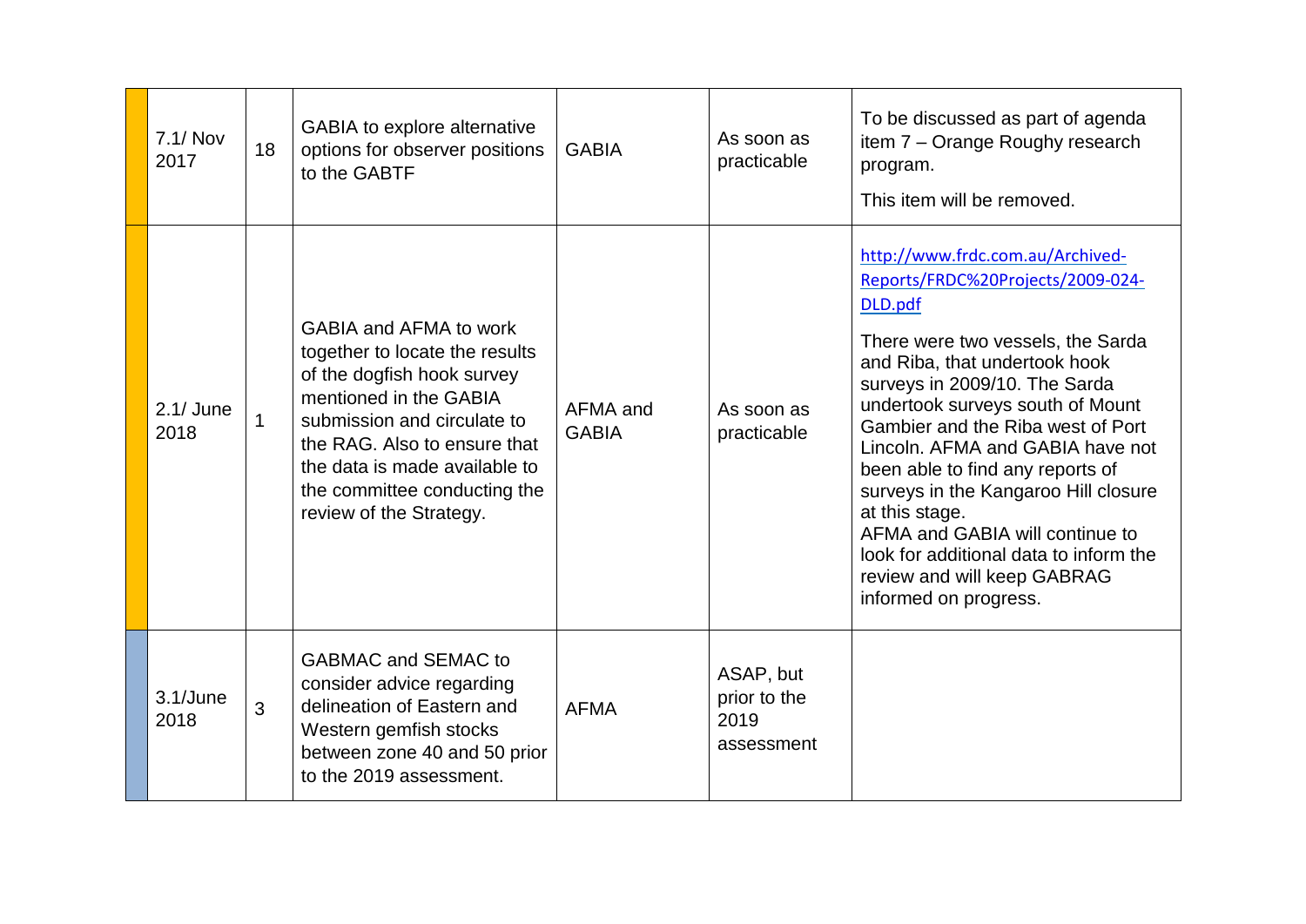|  | 7.1/ Nov 2017 | 18 | GABIA to explore alternative options for observer positions to the GABTF | GABIA | As soon as practicable | To be discussed as part of agenda item 7 – Orange Roughy research program.<br><br>This item will be removed. |
|---|---|---|---|---|---|---|
|  | 2.1/ June 2018 | 1 | GABIA and AFMA to work together to locate the results of the dogfish hook survey mentioned in the GABIA submission and circulate to the RAG. Also to ensure that the data is made available to the committee conducting the review of the Strategy. | AFMA and GABIA | As soon as practicable | http://www.frdc.com.au/Archived-Reports/FRDC%20Projects/2009-024-DLD.pdf<br><br>There were two vessels, the Sarda and Riba, that undertook hook surveys in 2009/10. The Sarda undertook surveys south of Mount Gambier and the Riba west of Port Lincoln. AFMA and GABIA have not been able to find any reports of surveys in the Kangaroo Hill closure at this stage.<br>AFMA and GABIA will continue to look for additional data to inform the review and will keep GABRAG informed on progress. |
|  | 3.1/June 2018 | 3 | GABMAC and SEMAC to consider advice regarding delineation of Eastern and Western gemfish stocks between zone 40 and 50 prior to the 2019 assessment. | AFMA | ASAP, but prior to the 2019 assessment |  |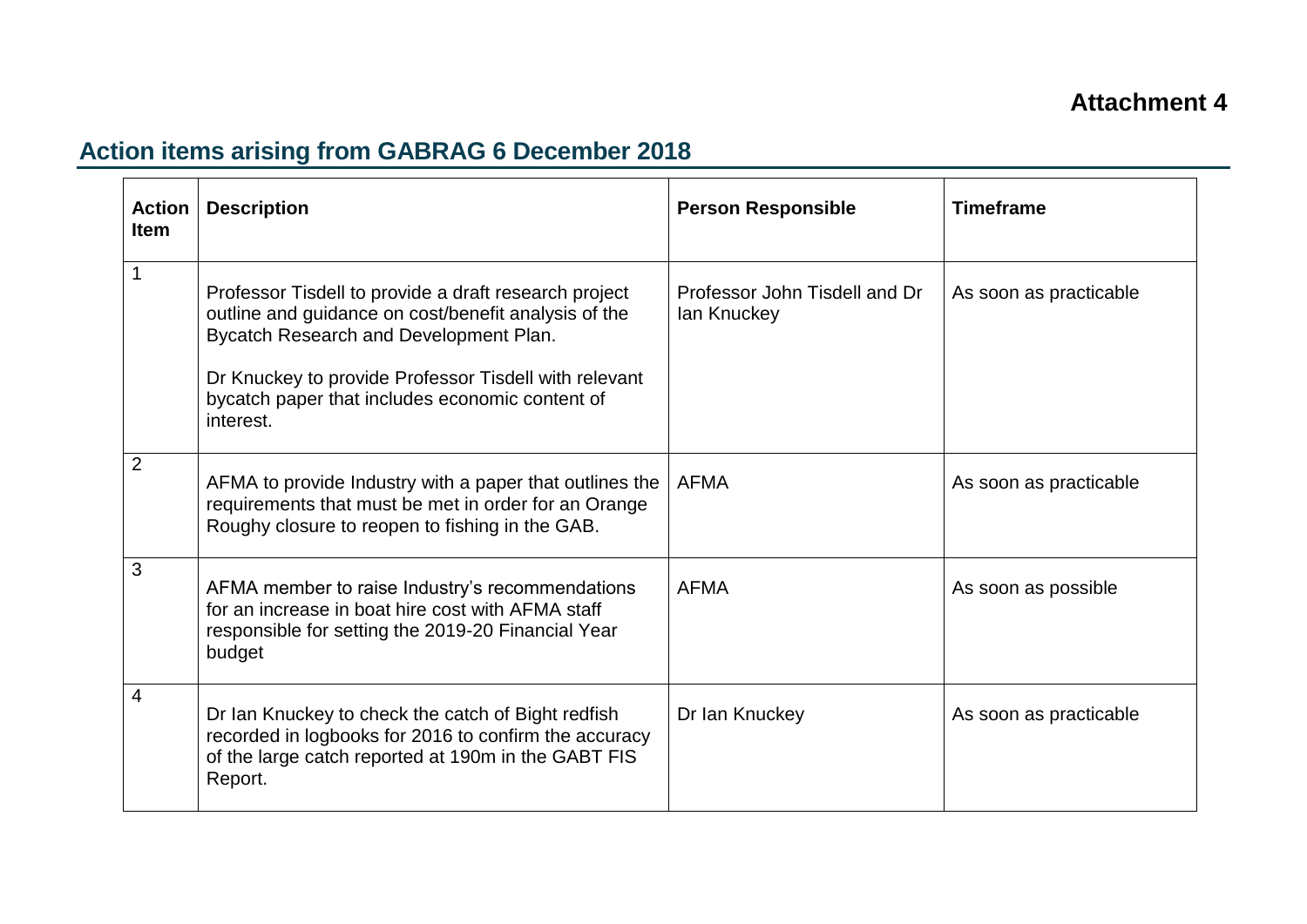**Attachment 4**

## Action items arising from GABRAG 6 December 2018

| Action Item | Description | Person Responsible | Timeframe |
|---|---|---|---|
| 1 | Professor Tisdell to provide a draft research project outline and guidance on cost/benefit analysis of the Bycatch Research and Development Plan.<br><br>Dr Knuckey to provide Professor Tisdell with relevant bycatch paper that includes economic content of interest. | Professor John Tisdell and Dr Ian Knuckey | As soon as practicable |
| 2 | AFMA to provide Industry with a paper that outlines the requirements that must be met in order for an Orange Roughy closure to reopen to fishing in the GAB. | AFMA | As soon as practicable |
| 3 | AFMA member to raise Industry's recommendations for an increase in boat hire cost with AFMA staff responsible for setting the 2019-20 Financial Year budget | AFMA | As soon as possible |
| 4 | Dr Ian Knuckey to check the catch of Bight redfish recorded in logbooks for 2016 to confirm the accuracy of the large catch reported at 190m in the GABT FIS Report. | Dr Ian Knuckey | As soon as practicable |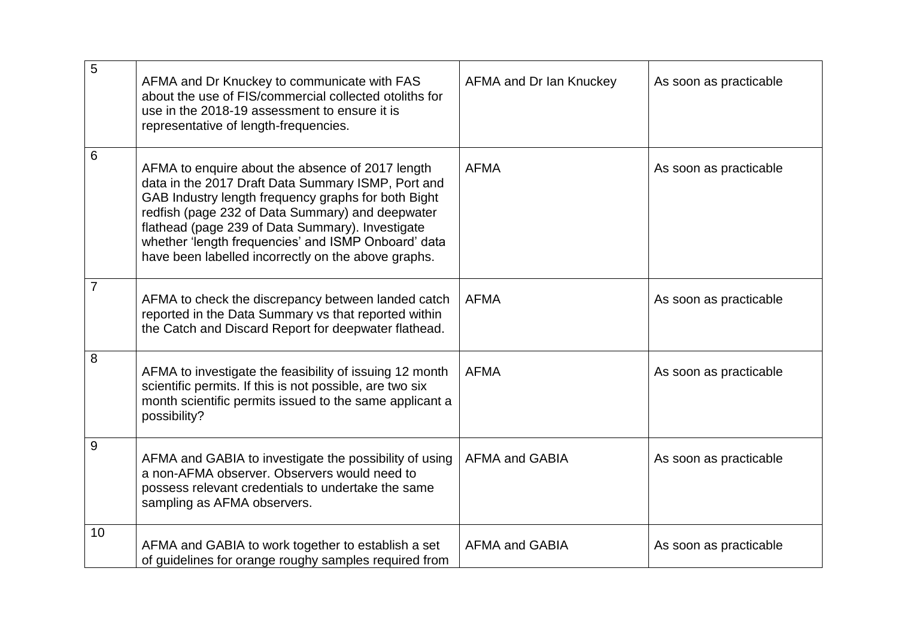| 5 | AFMA and Dr Knuckey to communicate with FAS about the use of FIS/commercial collected otoliths for use in the 2018-19 assessment to ensure it is representative of length-frequencies. | AFMA and Dr Ian Knuckey | As soon as practicable |
|---|---|---|---|
| 6 | AFMA to enquire about the absence of 2017 length data in the 2017 Draft Data Summary ISMP, Port and GAB Industry length frequency graphs for both Bight redfish (page 232 of Data Summary) and deepwater flathead (page 239 of Data Summary). Investigate whether 'length frequencies' and ISMP Onboard' data have been labelled incorrectly on the above graphs. | AFMA | As soon as practicable |
| 7 | AFMA to check the discrepancy between landed catch reported in the Data Summary vs that reported within the Catch and Discard Report for deepwater flathead. | AFMA | As soon as practicable |
| 8 | AFMA to investigate the feasibility of issuing 12 month scientific permits. If this is not possible, are two six month scientific permits issued to the same applicant a possibility? | AFMA | As soon as practicable |
| 9 | AFMA and GABIA to investigate the possibility of using a non-AFMA observer. Observers would need to possess relevant credentials to undertake the same sampling as AFMA observers. | AFMA and GABIA | As soon as practicable |
| 10 | AFMA and GABIA to work together to establish a set of guidelines for orange roughy samples required from | AFMA and GABIA | As soon as practicable |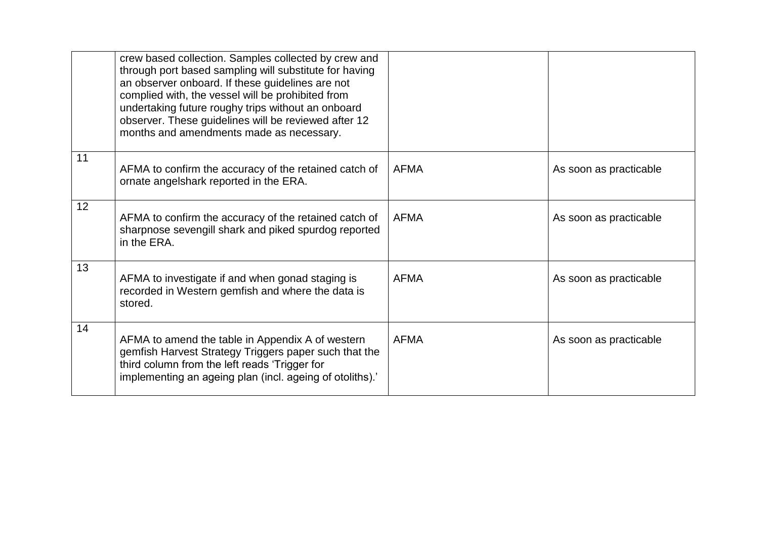| | | | |
|---|---|---|---|
| | crew based collection. Samples collected by crew and through port based sampling will substitute for having an observer onboard. If these guidelines are not complied with, the vessel will be prohibited from undertaking future roughy trips without an onboard observer. These guidelines will be reviewed after 12 months and amendments made as necessary. | | |
| 11 | AFMA to confirm the accuracy of the retained catch of ornate angelshark reported in the ERA. | AFMA | As soon as practicable |
| 12 | AFMA to confirm the accuracy of the retained catch of sharpnose sevengill shark and piked spurdog reported in the ERA. | AFMA | As soon as practicable |
| 13 | AFMA to investigate if and when gonad staging is recorded in Western gemfish and where the data is stored. | AFMA | As soon as practicable |
| 14 | AFMA to amend the table in Appendix A of western gemfish Harvest Strategy Triggers paper such that the third column from the left reads 'Trigger for implementing an ageing plan (incl. ageing of otoliths).' | AFMA | As soon as practicable |